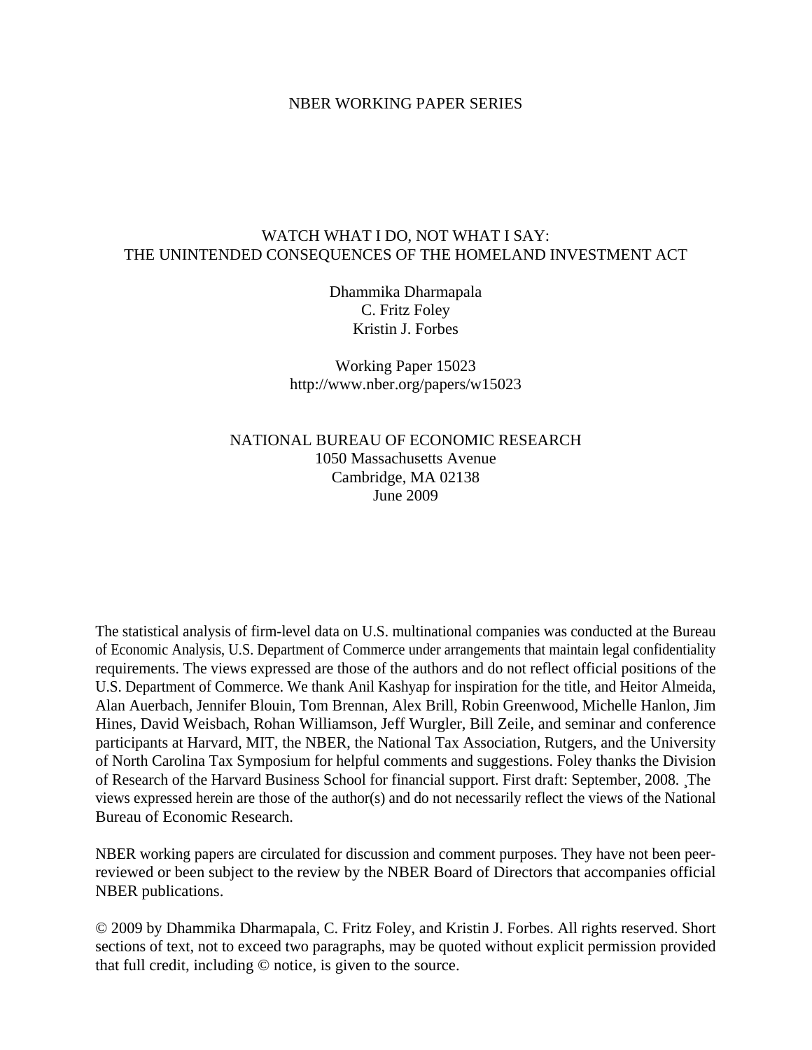NBER WORKING PAPER SERIES

# WATCH WHAT I DO, NOT WHAT I SAY: THE UNINTENDED CONSEQUENCES OF THE HOMELAND INVESTMENT ACT

Dhammika Dharmapala
C. Fritz Foley
Kristin J. Forbes

Working Paper 15023
http://www.nber.org/papers/w15023

NATIONAL BUREAU OF ECONOMIC RESEARCH
1050 Massachusetts Avenue
Cambridge, MA 02138
June 2009

The statistical analysis of firm-level data on U.S. multinational companies was conducted at the Bureau of Economic Analysis, U.S. Department of Commerce under arrangements that maintain legal confidentiality requirements. The views expressed are those of the authors and do not reflect official positions of the U.S. Department of Commerce. We thank Anil Kashyap for inspiration for the title, and Heitor Almeida, Alan Auerbach, Jennifer Blouin, Tom Brennan, Alex Brill, Robin Greenwood, Michelle Hanlon, Jim Hines, David Weisbach, Rohan Williamson, Jeff Wurgler, Bill Zeile, and seminar and conference participants at Harvard, MIT, the NBER, the National Tax Association, Rutgers, and the University of North Carolina Tax Symposium for helpful comments and suggestions. Foley thanks the Division of Research of the Harvard Business School for financial support. First draft: September, 2008. ¸The views expressed herein are those of the author(s) and do not necessarily reflect the views of the National Bureau of Economic Research.

NBER working papers are circulated for discussion and comment purposes. They have not been peer-reviewed or been subject to the review by the NBER Board of Directors that accompanies official NBER publications.

© 2009 by Dhammika Dharmapala, C. Fritz Foley, and Kristin J. Forbes. All rights reserved. Short sections of text, not to exceed two paragraphs, may be quoted without explicit permission provided that full credit, including © notice, is given to the source.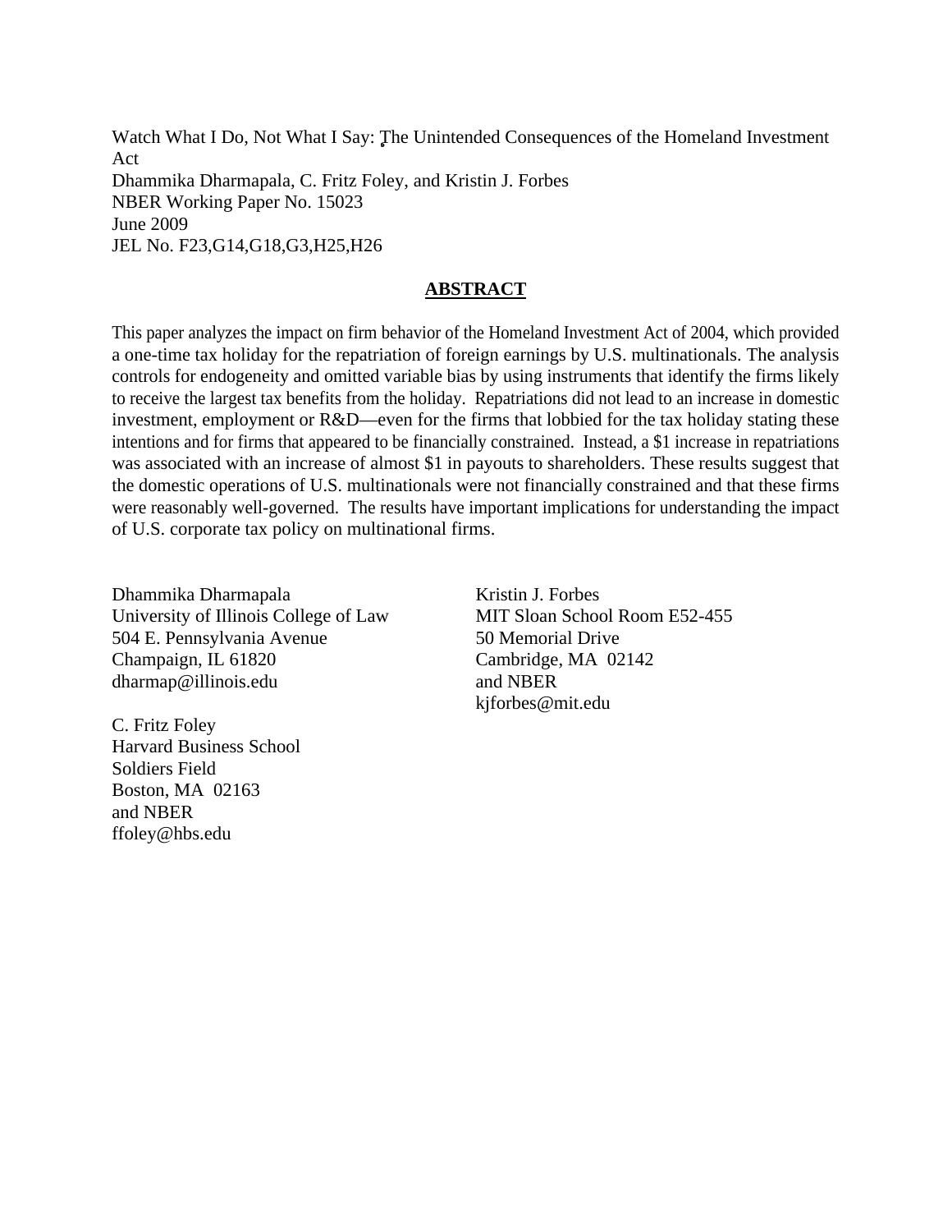Watch What I Do, Not What I Say: The Unintended Consequences of the Homeland Investment Act
Dhammika Dharmapala, C. Fritz Foley, and Kristin J. Forbes
NBER Working Paper No. 15023
June 2009
JEL No. F23,G14,G18,G3,H25,H26

## **ABSTRACT**

This paper analyzes the impact on firm behavior of the Homeland Investment Act of 2004, which provided a one-time tax holiday for the repatriation of foreign earnings by U.S. multinationals. The analysis controls for endogeneity and omitted variable bias by using instruments that identify the firms likely to receive the largest tax benefits from the holiday. Repatriations did not lead to an increase in domestic investment, employment or R&D—even for the firms that lobbied for the tax holiday stating these intentions and for firms that appeared to be financially constrained. Instead, a $1 increase in repatriations was associated with an increase of almost $1 in payouts to shareholders. These results suggest that the domestic operations of U.S. multinationals were not financially constrained and that these firms were reasonably well-governed. The results have important implications for understanding the impact of U.S. corporate tax policy on multinational firms.

Dhammika Dharmapala
University of Illinois College of Law
504 E. Pennsylvania Avenue
Champaign, IL 61820
dharmap@illinois.edu

C. Fritz Foley
Harvard Business School
Soldiers Field
Boston, MA 02163
and NBER
ffoley@hbs.edu

Kristin J. Forbes
MIT Sloan School Room E52-455
50 Memorial Drive
Cambridge, MA 02142
and NBER
kjforbes@mit.edu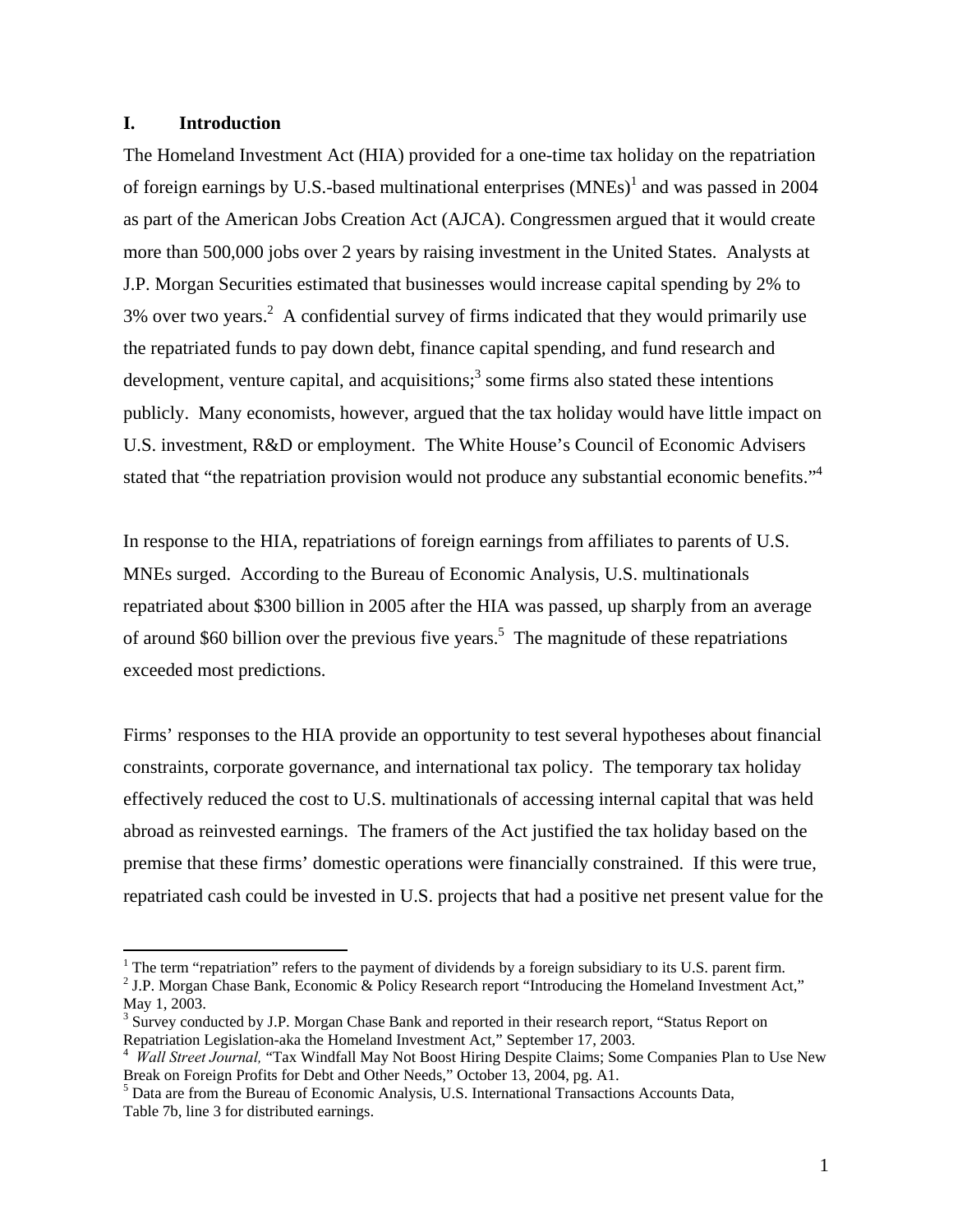## I. Introduction

The Homeland Investment Act (HIA) provided for a one-time tax holiday on the repatriation of foreign earnings by U.S.-based multinational enterprises (MNEs)[1] and was passed in 2004 as part of the American Jobs Creation Act (AJCA). Congressmen argued that it would create more than 500,000 jobs over 2 years by raising investment in the United States. Analysts at J.P. Morgan Securities estimated that businesses would increase capital spending by 2% to 3% over two years.[2] A confidential survey of firms indicated that they would primarily use the repatriated funds to pay down debt, finance capital spending, and fund research and development, venture capital, and acquisitions;[3] some firms also stated these intentions publicly. Many economists, however, argued that the tax holiday would have little impact on U.S. investment, R&D or employment. The White House's Council of Economic Advisers stated that "the repatriation provision would not produce any substantial economic benefits."[4]

In response to the HIA, repatriations of foreign earnings from affiliates to parents of U.S. MNEs surged. According to the Bureau of Economic Analysis, U.S. multinationals repatriated about $300 billion in 2005 after the HIA was passed, up sharply from an average of around $60 billion over the previous five years.[5] The magnitude of these repatriations exceeded most predictions.

Firms' responses to the HIA provide an opportunity to test several hypotheses about financial constraints, corporate governance, and international tax policy. The temporary tax holiday effectively reduced the cost to U.S. multinationals of accessing internal capital that was held abroad as reinvested earnings. The framers of the Act justified the tax holiday based on the premise that these firms' domestic operations were financially constrained. If this were true, repatriated cash could be invested in U.S. projects that had a positive net present value for the

---

[1] The term "repatriation" refers to the payment of dividends by a foreign subsidiary to its U.S. parent firm.

[2] J.P. Morgan Chase Bank, Economic & Policy Research report "Introducing the Homeland Investment Act," May 1, 2003.

[3] Survey conducted by J.P. Morgan Chase Bank and reported in their research report, "Status Report on Repatriation Legislation-aka the Homeland Investment Act," September 17, 2003.

[4] *Wall Street Journal,* "Tax Windfall May Not Boost Hiring Despite Claims; Some Companies Plan to Use New Break on Foreign Profits for Debt and Other Needs," October 13, 2004, pg. A1.

[5] Data are from the Bureau of Economic Analysis, U.S. International Transactions Accounts Data, Table 7b, line 3 for distributed earnings.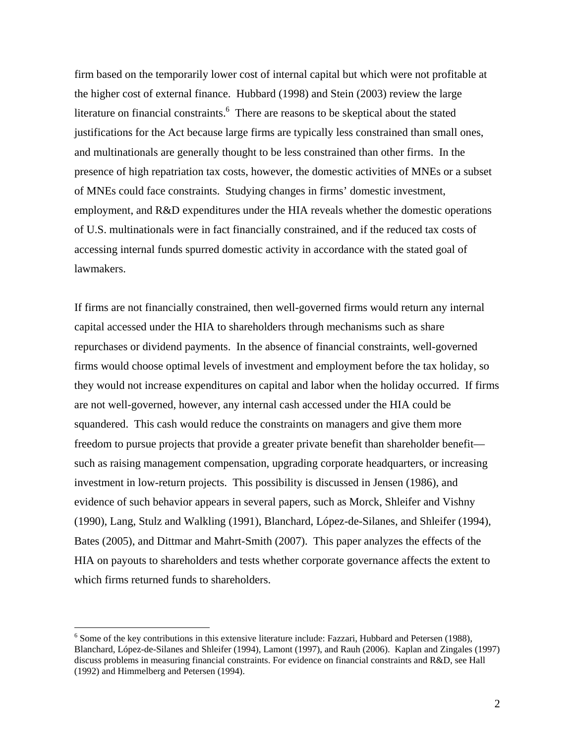firm based on the temporarily lower cost of internal capital but which were not profitable at the higher cost of external finance. Hubbard (1998) and Stein (2003) review the large literature on financial constraints.[6] There are reasons to be skeptical about the stated justifications for the Act because large firms are typically less constrained than small ones, and multinationals are generally thought to be less constrained than other firms. In the presence of high repatriation tax costs, however, the domestic activities of MNEs or a subset of MNEs could face constraints. Studying changes in firms' domestic investment, employment, and R&D expenditures under the HIA reveals whether the domestic operations of U.S. multinationals were in fact financially constrained, and if the reduced tax costs of accessing internal funds spurred domestic activity in accordance with the stated goal of lawmakers.

If firms are not financially constrained, then well-governed firms would return any internal capital accessed under the HIA to shareholders through mechanisms such as share repurchases or dividend payments. In the absence of financial constraints, well-governed firms would choose optimal levels of investment and employment before the tax holiday, so they would not increase expenditures on capital and labor when the holiday occurred. If firms are not well-governed, however, any internal cash accessed under the HIA could be squandered. This cash would reduce the constraints on managers and give them more freedom to pursue projects that provide a greater private benefit than shareholder benefit—such as raising management compensation, upgrading corporate headquarters, or increasing investment in low-return projects. This possibility is discussed in Jensen (1986), and evidence of such behavior appears in several papers, such as Morck, Shleifer and Vishny (1990), Lang, Stulz and Walkling (1991), Blanchard, López-de-Silanes, and Shleifer (1994), Bates (2005), and Dittmar and Mahrt-Smith (2007). This paper analyzes the effects of the HIA on payouts to shareholders and tests whether corporate governance affects the extent to which firms returned funds to shareholders.

---

[6] Some of the key contributions in this extensive literature include: Fazzari, Hubbard and Petersen (1988), Blanchard, López-de-Silanes and Shleifer (1994), Lamont (1997), and Rauh (2006). Kaplan and Zingales (1997) discuss problems in measuring financial constraints. For evidence on financial constraints and R&D, see Hall (1992) and Himmelberg and Petersen (1994).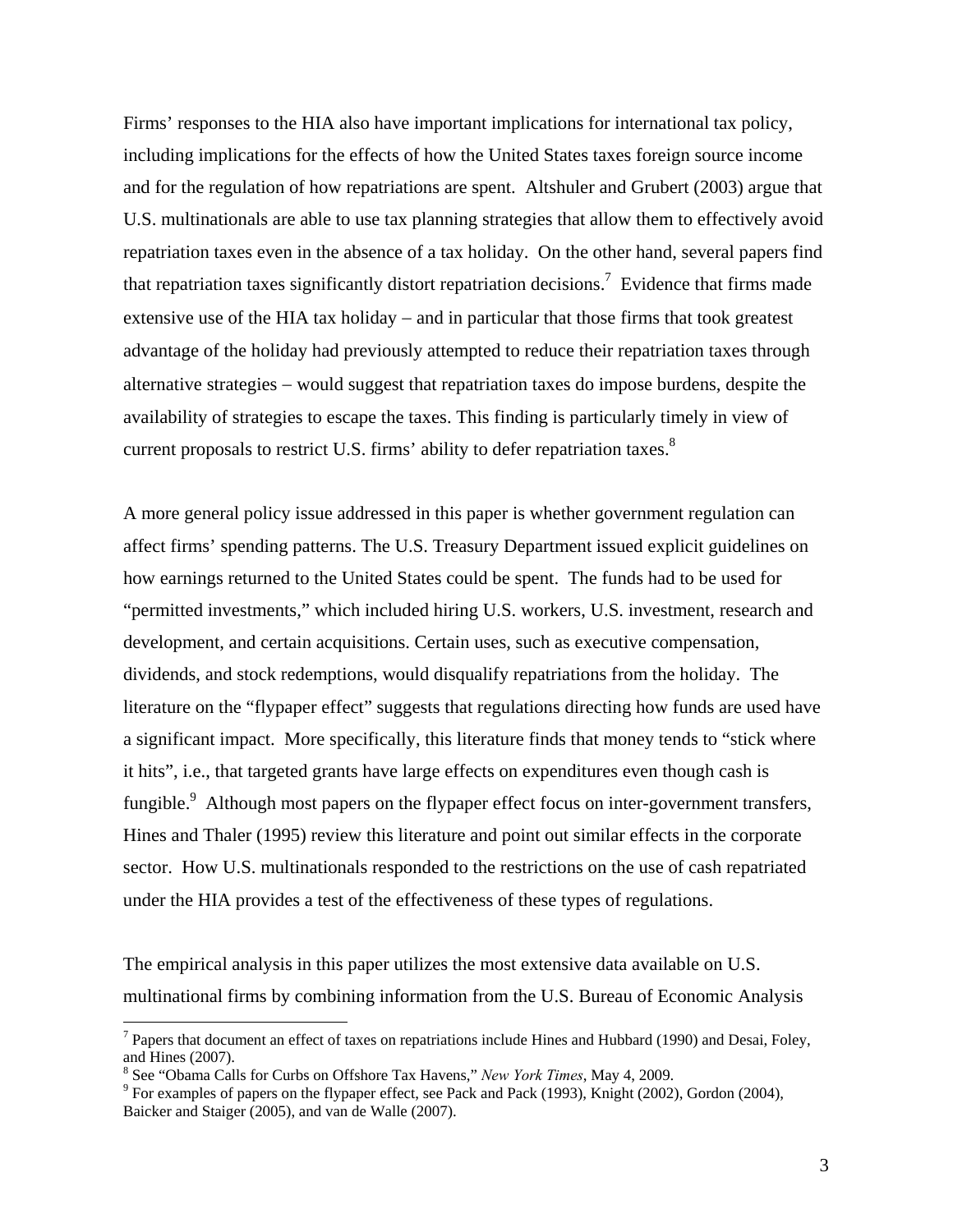Firms' responses to the HIA also have important implications for international tax policy, including implications for the effects of how the United States taxes foreign source income and for the regulation of how repatriations are spent. Altshuler and Grubert (2003) argue that U.S. multinationals are able to use tax planning strategies that allow them to effectively avoid repatriation taxes even in the absence of a tax holiday. On the other hand, several papers find that repatriation taxes significantly distort repatriation decisions.[7] Evidence that firms made extensive use of the HIA tax holiday – and in particular that those firms that took greatest advantage of the holiday had previously attempted to reduce their repatriation taxes through alternative strategies – would suggest that repatriation taxes do impose burdens, despite the availability of strategies to escape the taxes. This finding is particularly timely in view of current proposals to restrict U.S. firms' ability to defer repatriation taxes.[8]

A more general policy issue addressed in this paper is whether government regulation can affect firms' spending patterns. The U.S. Treasury Department issued explicit guidelines on how earnings returned to the United States could be spent. The funds had to be used for "permitted investments," which included hiring U.S. workers, U.S. investment, research and development, and certain acquisitions. Certain uses, such as executive compensation, dividends, and stock redemptions, would disqualify repatriations from the holiday. The literature on the "flypaper effect" suggests that regulations directing how funds are used have a significant impact. More specifically, this literature finds that money tends to "stick where it hits", i.e., that targeted grants have large effects on expenditures even though cash is fungible.[9] Although most papers on the flypaper effect focus on inter-government transfers, Hines and Thaler (1995) review this literature and point out similar effects in the corporate sector. How U.S. multinationals responded to the restrictions on the use of cash repatriated under the HIA provides a test of the effectiveness of these types of regulations.

The empirical analysis in this paper utilizes the most extensive data available on U.S. multinational firms by combining information from the U.S. Bureau of Economic Analysis

---

[7] Papers that document an effect of taxes on repatriations include Hines and Hubbard (1990) and Desai, Foley, and Hines (2007).

[8] See "Obama Calls for Curbs on Offshore Tax Havens," *New York Times*, May 4, 2009.

[9] For examples of papers on the flypaper effect, see Pack and Pack (1993), Knight (2002), Gordon (2004), Baicker and Staiger (2005), and van de Walle (2007).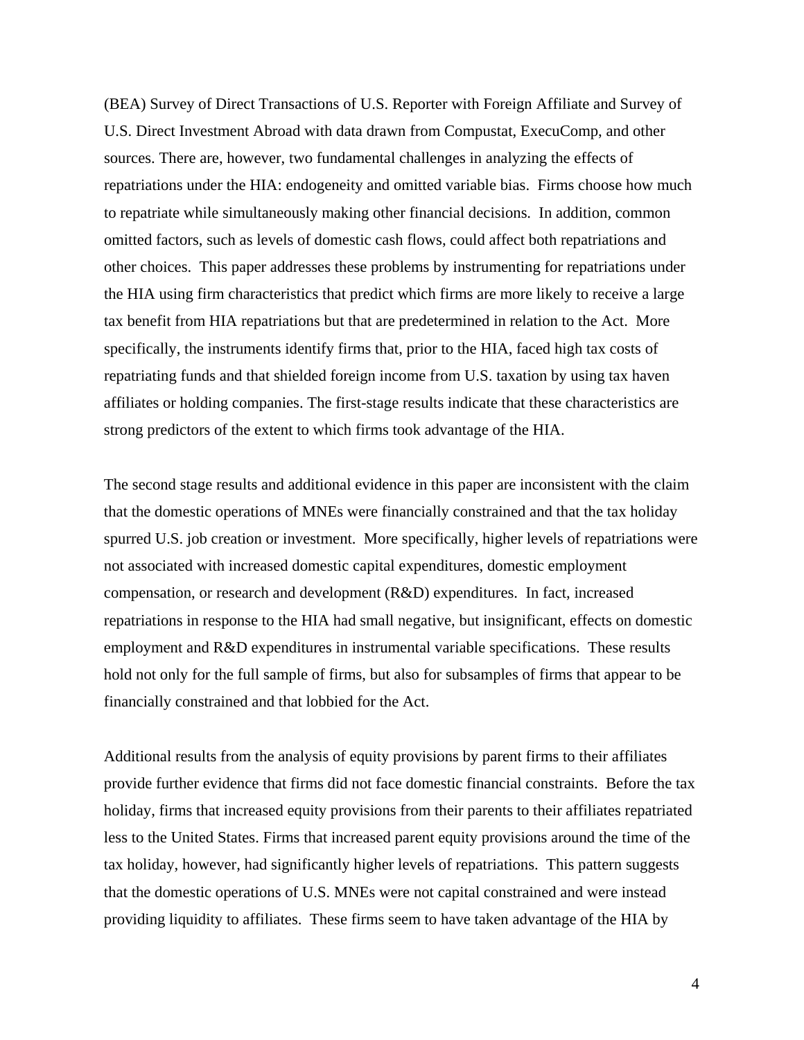(BEA) Survey of Direct Transactions of U.S. Reporter with Foreign Affiliate and Survey of U.S. Direct Investment Abroad with data drawn from Compustat, ExecuComp, and other sources. There are, however, two fundamental challenges in analyzing the effects of repatriations under the HIA: endogeneity and omitted variable bias. Firms choose how much to repatriate while simultaneously making other financial decisions. In addition, common omitted factors, such as levels of domestic cash flows, could affect both repatriations and other choices. This paper addresses these problems by instrumenting for repatriations under the HIA using firm characteristics that predict which firms are more likely to receive a large tax benefit from HIA repatriations but that are predetermined in relation to the Act. More specifically, the instruments identify firms that, prior to the HIA, faced high tax costs of repatriating funds and that shielded foreign income from U.S. taxation by using tax haven affiliates or holding companies. The first-stage results indicate that these characteristics are strong predictors of the extent to which firms took advantage of the HIA.

The second stage results and additional evidence in this paper are inconsistent with the claim that the domestic operations of MNEs were financially constrained and that the tax holiday spurred U.S. job creation or investment. More specifically, higher levels of repatriations were not associated with increased domestic capital expenditures, domestic employment compensation, or research and development (R&D) expenditures. In fact, increased repatriations in response to the HIA had small negative, but insignificant, effects on domestic employment and R&D expenditures in instrumental variable specifications. These results hold not only for the full sample of firms, but also for subsamples of firms that appear to be financially constrained and that lobbied for the Act.

Additional results from the analysis of equity provisions by parent firms to their affiliates provide further evidence that firms did not face domestic financial constraints. Before the tax holiday, firms that increased equity provisions from their parents to their affiliates repatriated less to the United States. Firms that increased parent equity provisions around the time of the tax holiday, however, had significantly higher levels of repatriations. This pattern suggests that the domestic operations of U.S. MNEs were not capital constrained and were instead providing liquidity to affiliates. These firms seem to have taken advantage of the HIA by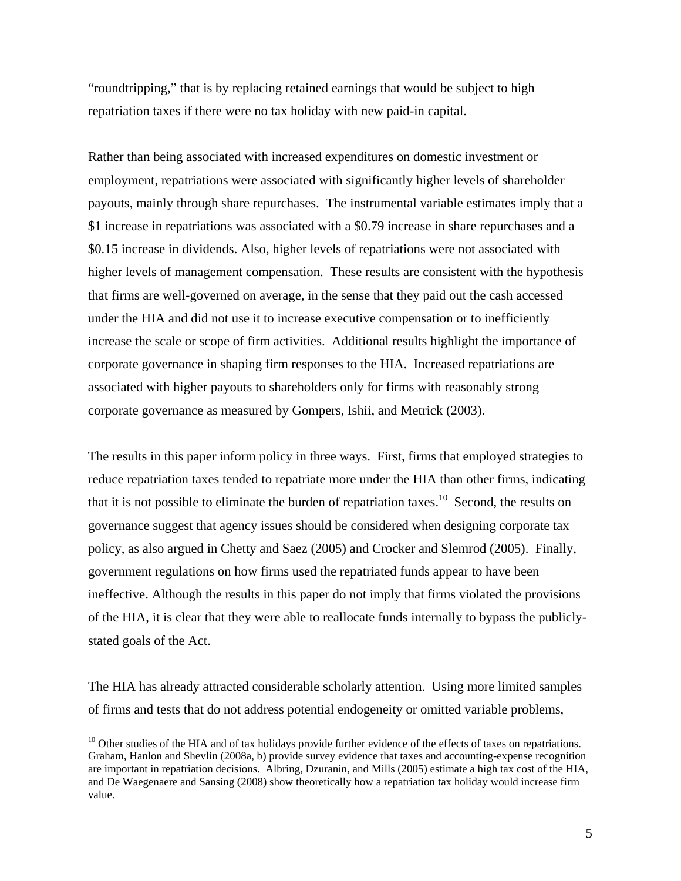"roundtripping," that is by replacing retained earnings that would be subject to high repatriation taxes if there were no tax holiday with new paid-in capital.

Rather than being associated with increased expenditures on domestic investment or employment, repatriations were associated with significantly higher levels of shareholder payouts, mainly through share repurchases. The instrumental variable estimates imply that a \$1 increase in repatriations was associated with a \$0.79 increase in share repurchases and a \$0.15 increase in dividends. Also, higher levels of repatriations were not associated with higher levels of management compensation. These results are consistent with the hypothesis that firms are well-governed on average, in the sense that they paid out the cash accessed under the HIA and did not use it to increase executive compensation or to inefficiently increase the scale or scope of firm activities. Additional results highlight the importance of corporate governance in shaping firm responses to the HIA. Increased repatriations are associated with higher payouts to shareholders only for firms with reasonably strong corporate governance as measured by Gompers, Ishii, and Metrick (2003).

The results in this paper inform policy in three ways. First, firms that employed strategies to reduce repatriation taxes tended to repatriate more under the HIA than other firms, indicating that it is not possible to eliminate the burden of repatriation taxes.[10] Second, the results on governance suggest that agency issues should be considered when designing corporate tax policy, as also argued in Chetty and Saez (2005) and Crocker and Slemrod (2005). Finally, government regulations on how firms used the repatriated funds appear to have been ineffective. Although the results in this paper do not imply that firms violated the provisions of the HIA, it is clear that they were able to reallocate funds internally to bypass the publicly-stated goals of the Act.

The HIA has already attracted considerable scholarly attention. Using more limited samples of firms and tests that do not address potential endogeneity or omitted variable problems,

[10] Other studies of the HIA and of tax holidays provide further evidence of the effects of taxes on repatriations. Graham, Hanlon and Shevlin (2008a, b) provide survey evidence that taxes and accounting-expense recognition are important in repatriation decisions. Albring, Dzuranin, and Mills (2005) estimate a high tax cost of the HIA, and De Waegenaere and Sansing (2008) show theoretically how a repatriation tax holiday would increase firm value.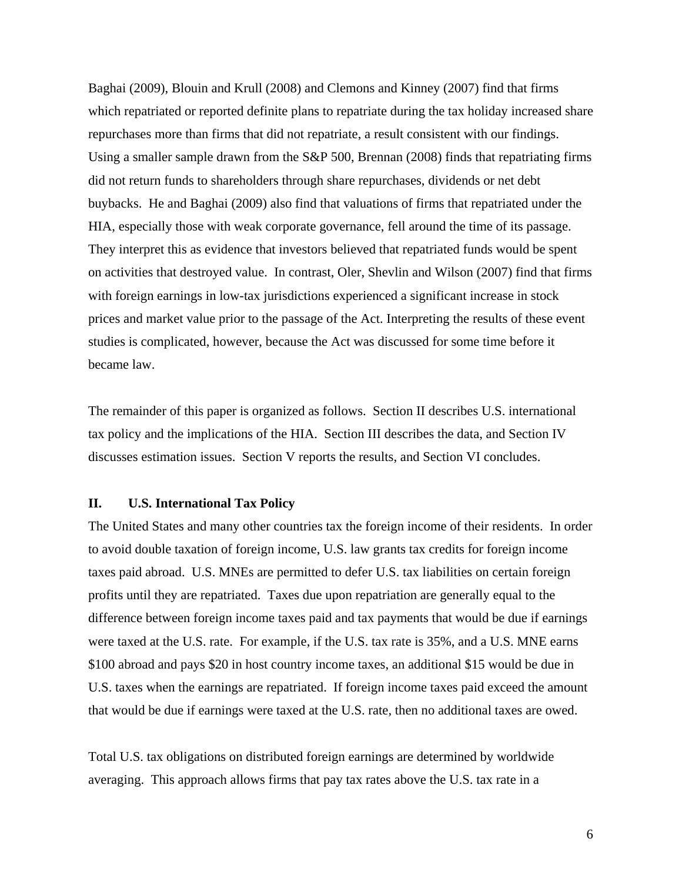Baghai (2009), Blouin and Krull (2008) and Clemons and Kinney (2007) find that firms which repatriated or reported definite plans to repatriate during the tax holiday increased share repurchases more than firms that did not repatriate, a result consistent with our findings. Using a smaller sample drawn from the S&P 500, Brennan (2008) finds that repatriating firms did not return funds to shareholders through share repurchases, dividends or net debt buybacks. He and Baghai (2009) also find that valuations of firms that repatriated under the HIA, especially those with weak corporate governance, fell around the time of its passage. They interpret this as evidence that investors believed that repatriated funds would be spent on activities that destroyed value. In contrast, Oler, Shevlin and Wilson (2007) find that firms with foreign earnings in low-tax jurisdictions experienced a significant increase in stock prices and market value prior to the passage of the Act. Interpreting the results of these event studies is complicated, however, because the Act was discussed for some time before it became law.

The remainder of this paper is organized as follows. Section II describes U.S. international tax policy and the implications of the HIA. Section III describes the data, and Section IV discusses estimation issues. Section V reports the results, and Section VI concludes.

## II. U.S. International Tax Policy

The United States and many other countries tax the foreign income of their residents. In order to avoid double taxation of foreign income, U.S. law grants tax credits for foreign income taxes paid abroad. U.S. MNEs are permitted to defer U.S. tax liabilities on certain foreign profits until they are repatriated. Taxes due upon repatriation are generally equal to the difference between foreign income taxes paid and tax payments that would be due if earnings were taxed at the U.S. rate. For example, if the U.S. tax rate is 35%, and a U.S. MNE earns $100 abroad and pays $20 in host country income taxes, an additional $15 would be due in U.S. taxes when the earnings are repatriated. If foreign income taxes paid exceed the amount that would be due if earnings were taxed at the U.S. rate, then no additional taxes are owed.

Total U.S. tax obligations on distributed foreign earnings are determined by worldwide averaging. This approach allows firms that pay tax rates above the U.S. tax rate in a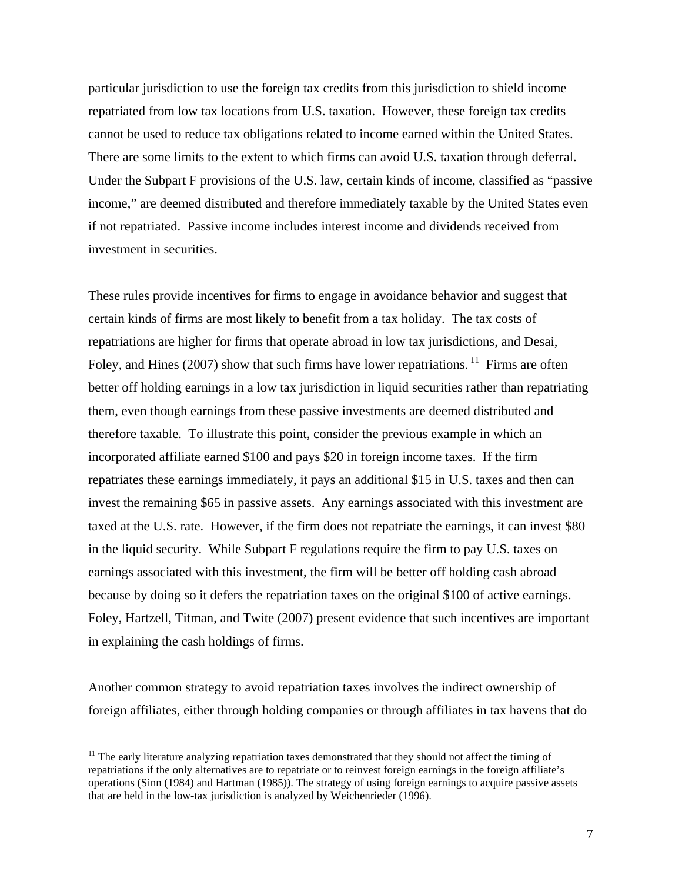particular jurisdiction to use the foreign tax credits from this jurisdiction to shield income repatriated from low tax locations from U.S. taxation. However, these foreign tax credits cannot be used to reduce tax obligations related to income earned within the United States. There are some limits to the extent to which firms can avoid U.S. taxation through deferral. Under the Subpart F provisions of the U.S. law, certain kinds of income, classified as "passive income," are deemed distributed and therefore immediately taxable by the United States even if not repatriated. Passive income includes interest income and dividends received from investment in securities.

These rules provide incentives for firms to engage in avoidance behavior and suggest that certain kinds of firms are most likely to benefit from a tax holiday. The tax costs of repatriations are higher for firms that operate abroad in low tax jurisdictions, and Desai, Foley, and Hines (2007) show that such firms have lower repatriations.[11] Firms are often better off holding earnings in a low tax jurisdiction in liquid securities rather than repatriating them, even though earnings from these passive investments are deemed distributed and therefore taxable. To illustrate this point, consider the previous example in which an incorporated affiliate earned $100 and pays $20 in foreign income taxes. If the firm repatriates these earnings immediately, it pays an additional $15 in U.S. taxes and then can invest the remaining $65 in passive assets. Any earnings associated with this investment are taxed at the U.S. rate. However, if the firm does not repatriate the earnings, it can invest $80 in the liquid security. While Subpart F regulations require the firm to pay U.S. taxes on earnings associated with this investment, the firm will be better off holding cash abroad because by doing so it defers the repatriation taxes on the original $100 of active earnings. Foley, Hartzell, Titman, and Twite (2007) present evidence that such incentives are important in explaining the cash holdings of firms.

Another common strategy to avoid repatriation taxes involves the indirect ownership of foreign affiliates, either through holding companies or through affiliates in tax havens that do

[11] The early literature analyzing repatriation taxes demonstrated that they should not affect the timing of repatriations if the only alternatives are to repatriate or to reinvest foreign earnings in the foreign affiliate's operations (Sinn (1984) and Hartman (1985)). The strategy of using foreign earnings to acquire passive assets that are held in the low-tax jurisdiction is analyzed by Weichenrieder (1996).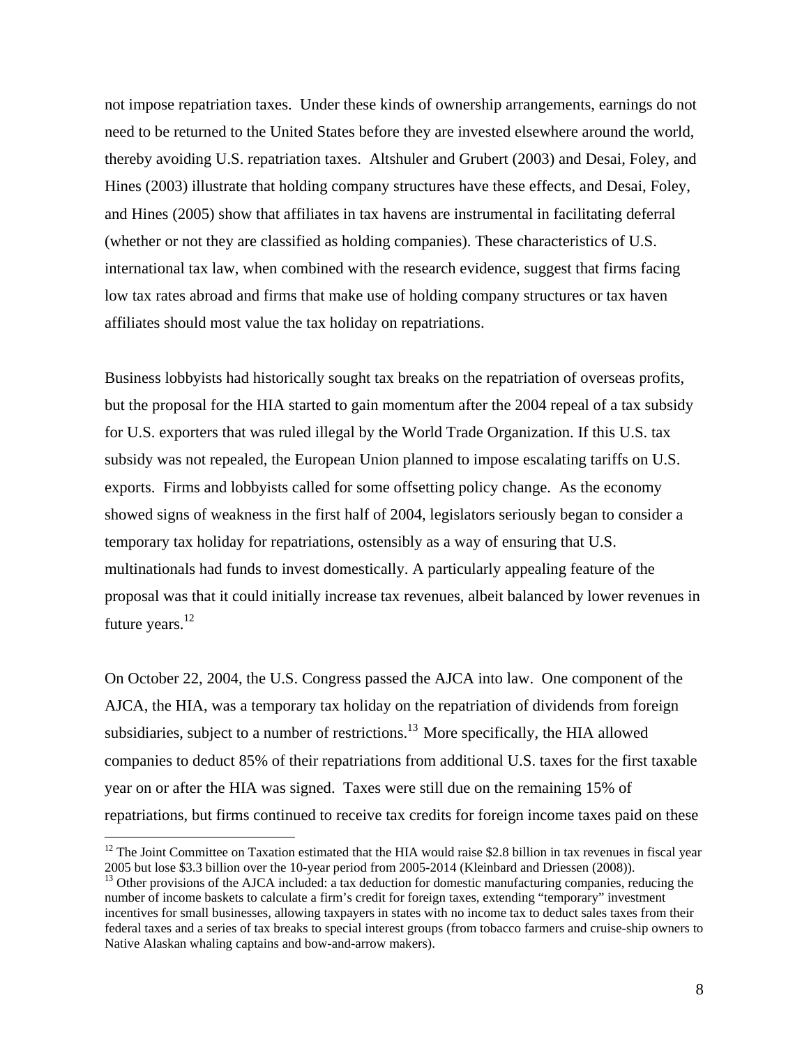not impose repatriation taxes. Under these kinds of ownership arrangements, earnings do not need to be returned to the United States before they are invested elsewhere around the world, thereby avoiding U.S. repatriation taxes. Altshuler and Grubert (2003) and Desai, Foley, and Hines (2003) illustrate that holding company structures have these effects, and Desai, Foley, and Hines (2005) show that affiliates in tax havens are instrumental in facilitating deferral (whether or not they are classified as holding companies). These characteristics of U.S. international tax law, when combined with the research evidence, suggest that firms facing low tax rates abroad and firms that make use of holding company structures or tax haven affiliates should most value the tax holiday on repatriations.

Business lobbyists had historically sought tax breaks on the repatriation of overseas profits, but the proposal for the HIA started to gain momentum after the 2004 repeal of a tax subsidy for U.S. exporters that was ruled illegal by the World Trade Organization. If this U.S. tax subsidy was not repealed, the European Union planned to impose escalating tariffs on U.S. exports. Firms and lobbyists called for some offsetting policy change. As the economy showed signs of weakness in the first half of 2004, legislators seriously began to consider a temporary tax holiday for repatriations, ostensibly as a way of ensuring that U.S. multinationals had funds to invest domestically. A particularly appealing feature of the proposal was that it could initially increase tax revenues, albeit balanced by lower revenues in future years.[12]

On October 22, 2004, the U.S. Congress passed the AJCA into law. One component of the AJCA, the HIA, was a temporary tax holiday on the repatriation of dividends from foreign subsidiaries, subject to a number of restrictions.[13] More specifically, the HIA allowed companies to deduct 85% of their repatriations from additional U.S. taxes for the first taxable year on or after the HIA was signed. Taxes were still due on the remaining 15% of repatriations, but firms continued to receive tax credits for foreign income taxes paid on these

[12] The Joint Committee on Taxation estimated that the HIA would raise $2.8 billion in tax revenues in fiscal year 2005 but lose $3.3 billion over the 10-year period from 2005-2014 (Kleinbard and Driessen (2008)).

[13] Other provisions of the AJCA included: a tax deduction for domestic manufacturing companies, reducing the number of income baskets to calculate a firm's credit for foreign taxes, extending "temporary" investment incentives for small businesses, allowing taxpayers in states with no income tax to deduct sales taxes from their federal taxes and a series of tax breaks to special interest groups (from tobacco farmers and cruise-ship owners to Native Alaskan whaling captains and bow-and-arrow makers).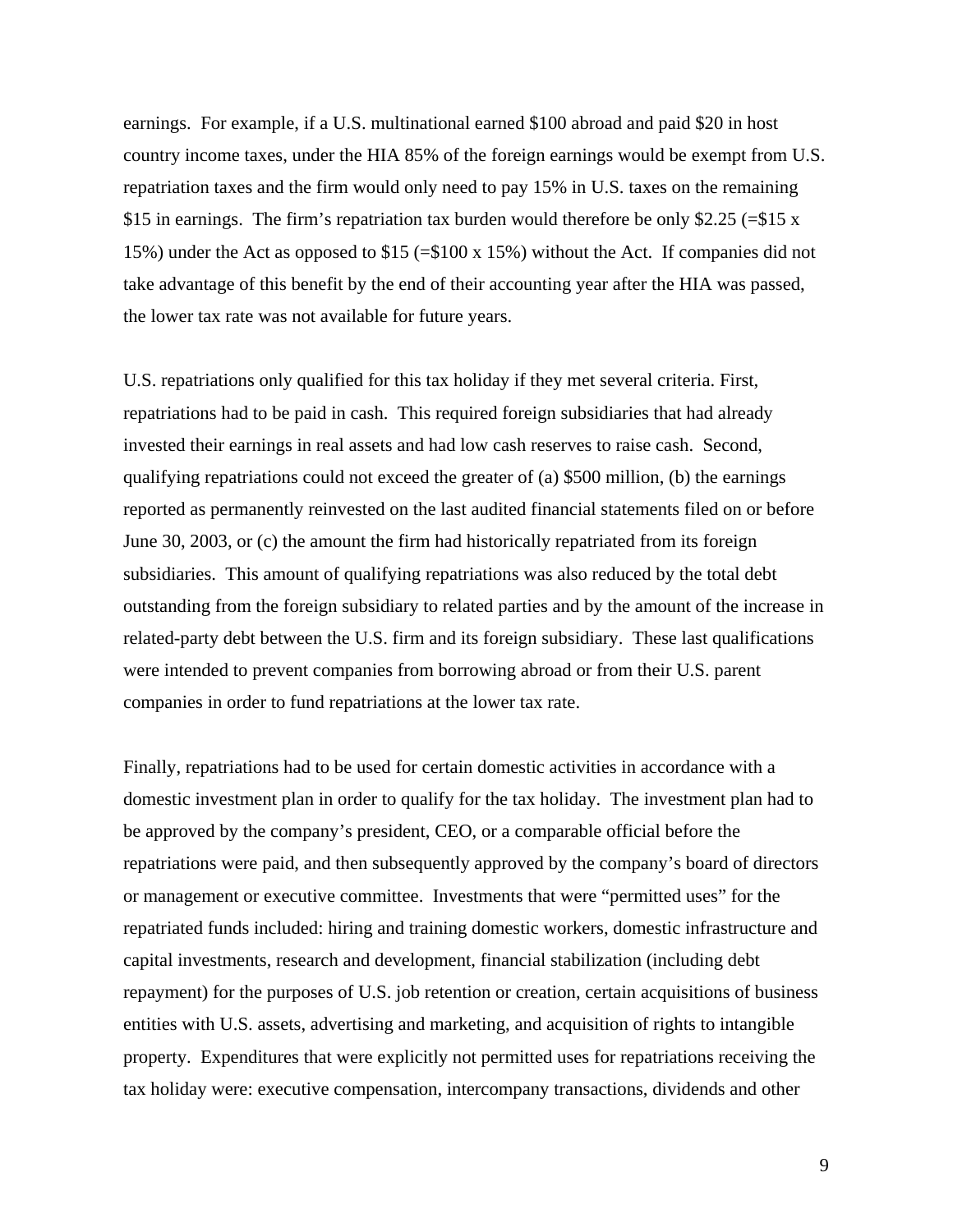earnings. For example, if a U.S. multinational earned $100 abroad and paid $20 in host country income taxes, under the HIA 85% of the foreign earnings would be exempt from U.S. repatriation taxes and the firm would only need to pay 15% in U.S. taxes on the remaining $15 in earnings. The firm's repatriation tax burden would therefore be only $2.25 (=$15 x 15%) under the Act as opposed to $15 (=$100 x 15%) without the Act. If companies did not take advantage of this benefit by the end of their accounting year after the HIA was passed, the lower tax rate was not available for future years.

U.S. repatriations only qualified for this tax holiday if they met several criteria. First, repatriations had to be paid in cash. This required foreign subsidiaries that had already invested their earnings in real assets and had low cash reserves to raise cash. Second, qualifying repatriations could not exceed the greater of (a) $500 million, (b) the earnings reported as permanently reinvested on the last audited financial statements filed on or before June 30, 2003, or (c) the amount the firm had historically repatriated from its foreign subsidiaries. This amount of qualifying repatriations was also reduced by the total debt outstanding from the foreign subsidiary to related parties and by the amount of the increase in related-party debt between the U.S. firm and its foreign subsidiary. These last qualifications were intended to prevent companies from borrowing abroad or from their U.S. parent companies in order to fund repatriations at the lower tax rate.

Finally, repatriations had to be used for certain domestic activities in accordance with a domestic investment plan in order to qualify for the tax holiday. The investment plan had to be approved by the company's president, CEO, or a comparable official before the repatriations were paid, and then subsequently approved by the company's board of directors or management or executive committee. Investments that were "permitted uses" for the repatriated funds included: hiring and training domestic workers, domestic infrastructure and capital investments, research and development, financial stabilization (including debt repayment) for the purposes of U.S. job retention or creation, certain acquisitions of business entities with U.S. assets, advertising and marketing, and acquisition of rights to intangible property. Expenditures that were explicitly not permitted uses for repatriations receiving the tax holiday were: executive compensation, intercompany transactions, dividends and other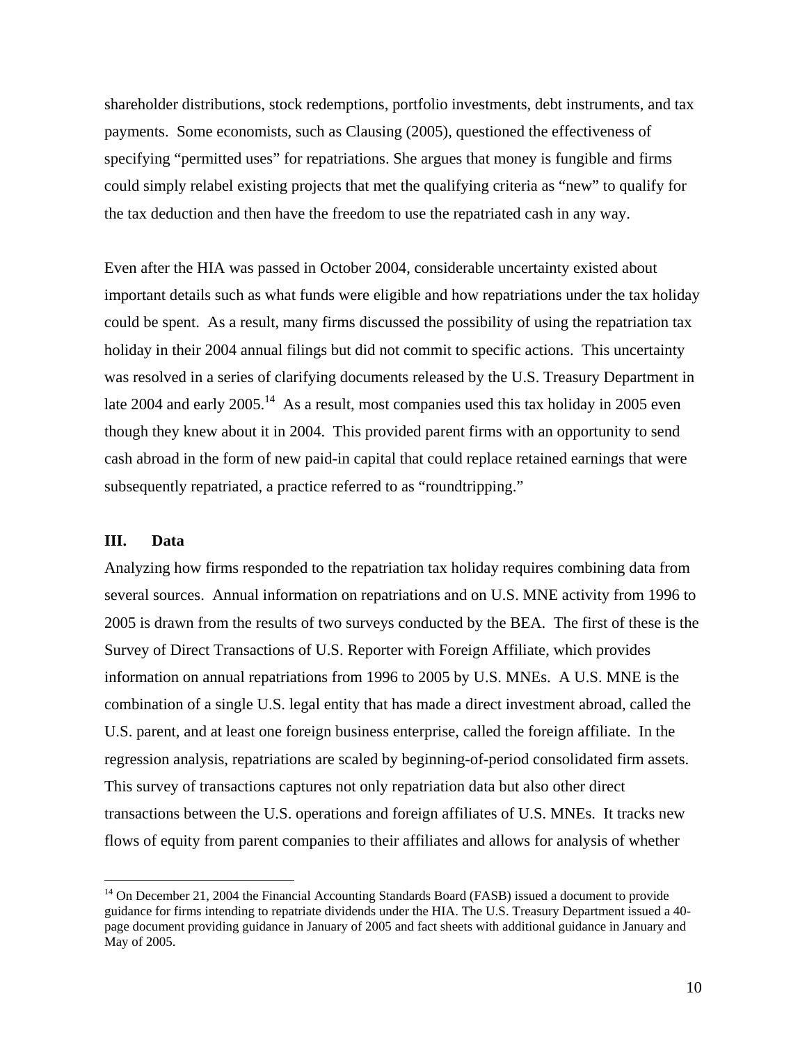shareholder distributions, stock redemptions, portfolio investments, debt instruments, and tax payments. Some economists, such as Clausing (2005), questioned the effectiveness of specifying "permitted uses" for repatriations. She argues that money is fungible and firms could simply relabel existing projects that met the qualifying criteria as "new" to qualify for the tax deduction and then have the freedom to use the repatriated cash in any way.

Even after the HIA was passed in October 2004, considerable uncertainty existed about important details such as what funds were eligible and how repatriations under the tax holiday could be spent. As a result, many firms discussed the possibility of using the repatriation tax holiday in their 2004 annual filings but did not commit to specific actions. This uncertainty was resolved in a series of clarifying documents released by the U.S. Treasury Department in late 2004 and early 2005.[14] As a result, most companies used this tax holiday in 2005 even though they knew about it in 2004. This provided parent firms with an opportunity to send cash abroad in the form of new paid-in capital that could replace retained earnings that were subsequently repatriated, a practice referred to as "roundtripping."

## III. Data

Analyzing how firms responded to the repatriation tax holiday requires combining data from several sources. Annual information on repatriations and on U.S. MNE activity from 1996 to 2005 is drawn from the results of two surveys conducted by the BEA. The first of these is the Survey of Direct Transactions of U.S. Reporter with Foreign Affiliate, which provides information on annual repatriations from 1996 to 2005 by U.S. MNEs. A U.S. MNE is the combination of a single U.S. legal entity that has made a direct investment abroad, called the U.S. parent, and at least one foreign business enterprise, called the foreign affiliate. In the regression analysis, repatriations are scaled by beginning-of-period consolidated firm assets. This survey of transactions captures not only repatriation data but also other direct transactions between the U.S. operations and foreign affiliates of U.S. MNEs. It tracks new flows of equity from parent companies to their affiliates and allows for analysis of whether

[14] On December 21, 2004 the Financial Accounting Standards Board (FASB) issued a document to provide guidance for firms intending to repatriate dividends under the HIA. The U.S. Treasury Department issued a 40-page document providing guidance in January of 2005 and fact sheets with additional guidance in January and May of 2005.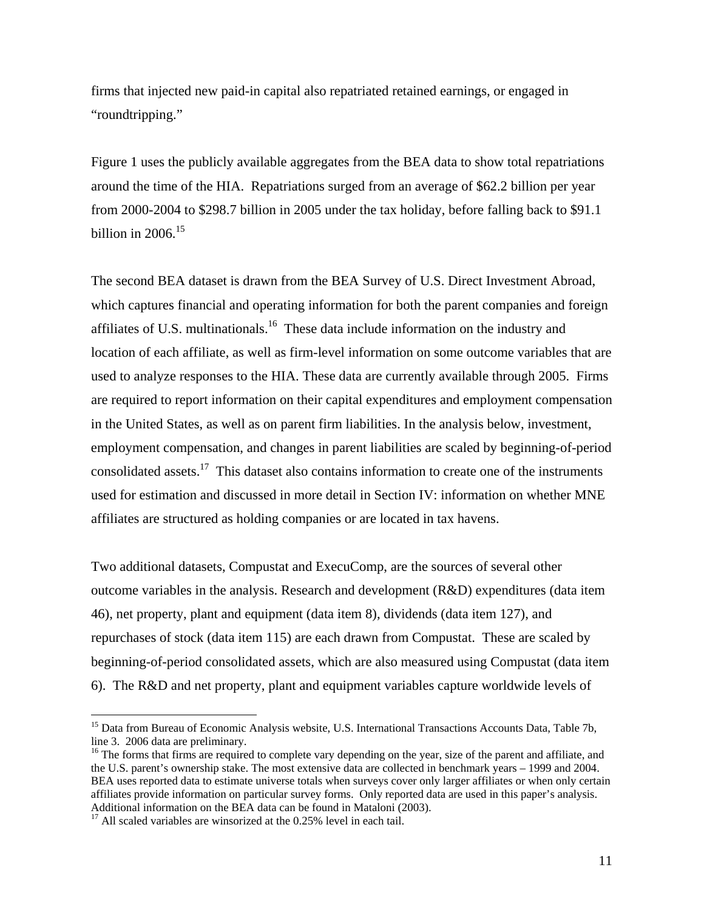firms that injected new paid-in capital also repatriated retained earnings, or engaged in "roundtripping."

Figure 1 uses the publicly available aggregates from the BEA data to show total repatriations around the time of the HIA. Repatriations surged from an average of $62.2 billion per year from 2000-2004 to $298.7 billion in 2005 under the tax holiday, before falling back to $91.1 billion in 2006.[15]

The second BEA dataset is drawn from the BEA Survey of U.S. Direct Investment Abroad, which captures financial and operating information for both the parent companies and foreign affiliates of U.S. multinationals.[16] These data include information on the industry and location of each affiliate, as well as firm-level information on some outcome variables that are used to analyze responses to the HIA. These data are currently available through 2005. Firms are required to report information on their capital expenditures and employment compensation in the United States, as well as on parent firm liabilities. In the analysis below, investment, employment compensation, and changes in parent liabilities are scaled by beginning-of-period consolidated assets.[17] This dataset also contains information to create one of the instruments used for estimation and discussed in more detail in Section IV: information on whether MNE affiliates are structured as holding companies or are located in tax havens.

Two additional datasets, Compustat and ExecuComp, are the sources of several other outcome variables in the analysis. Research and development (R&D) expenditures (data item 46), net property, plant and equipment (data item 8), dividends (data item 127), and repurchases of stock (data item 115) are each drawn from Compustat. These are scaled by beginning-of-period consolidated assets, which are also measured using Compustat (data item 6). The R&D and net property, plant and equipment variables capture worldwide levels of

---

[15] Data from Bureau of Economic Analysis website, U.S. International Transactions Accounts Data, Table 7b, line 3. 2006 data are preliminary.

[16] The forms that firms are required to complete vary depending on the year, size of the parent and affiliate, and the U.S. parent's ownership stake. The most extensive data are collected in benchmark years – 1999 and 2004. BEA uses reported data to estimate universe totals when surveys cover only larger affiliates or when only certain affiliates provide information on particular survey forms. Only reported data are used in this paper's analysis. Additional information on the BEA data can be found in Mataloni (2003).

[17] All scaled variables are winsorized at the 0.25% level in each tail.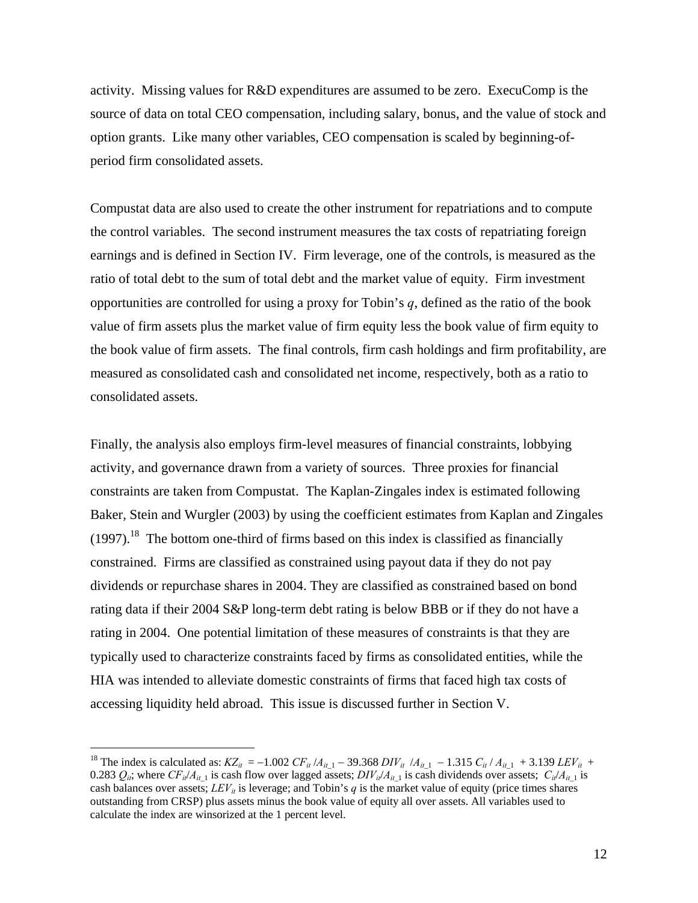activity. Missing values for R&D expenditures are assumed to be zero. ExecuComp is the source of data on total CEO compensation, including salary, bonus, and the value of stock and option grants. Like many other variables, CEO compensation is scaled by beginning-of-period firm consolidated assets.

Compustat data are also used to create the other instrument for repatriations and to compute the control variables. The second instrument measures the tax costs of repatriating foreign earnings and is defined in Section IV. Firm leverage, one of the controls, is measured as the ratio of total debt to the sum of total debt and the market value of equity. Firm investment opportunities are controlled for using a proxy for Tobin's $q$, defined as the ratio of the book value of firm assets plus the market value of firm equity less the book value of firm equity to the book value of firm assets. The final controls, firm cash holdings and firm profitability, are measured as consolidated cash and consolidated net income, respectively, both as a ratio to consolidated assets.

Finally, the analysis also employs firm-level measures of financial constraints, lobbying activity, and governance drawn from a variety of sources. Three proxies for financial constraints are taken from Compustat. The Kaplan-Zingales index is estimated following Baker, Stein and Wurgler (2003) by using the coefficient estimates from Kaplan and Zingales (1997).[18] The bottom one-third of firms based on this index is classified as financially constrained. Firms are classified as constrained using payout data if they do not pay dividends or repurchase shares in 2004. They are classified as constrained based on bond rating data if their 2004 S&P long-term debt rating is below BBB or if they do not have a rating in 2004. One potential limitation of these measures of constraints is that they are typically used to characterize constraints faced by firms as consolidated entities, while the HIA was intended to alleviate domestic constraints of firms that faced high tax costs of accessing liquidity held abroad. This issue is discussed further in Section V.

---

[18] The index is calculated as: $KZ_{it} = -1.002\ CF_{it}/A_{it\_1} - 39.368\ DIV_{it}\ /A_{it\_1} - 1.315\ C_{it}/A_{it\_1} + 3.139\ LEV_{it} + 0.283\ Q_{it}$; where $CF_{it}/A_{it\_1}$ is cash flow over lagged assets; $DIV_{it}/A_{it\_1}$ is cash dividends over assets; $C_{it}/A_{it\_1}$ is cash balances over assets; $LEV_{it}$ is leverage; and Tobin's $q$ is the market value of equity (price times shares outstanding from CRSP) plus assets minus the book value of equity all over assets. All variables used to calculate the index are winsorized at the 1 percent level.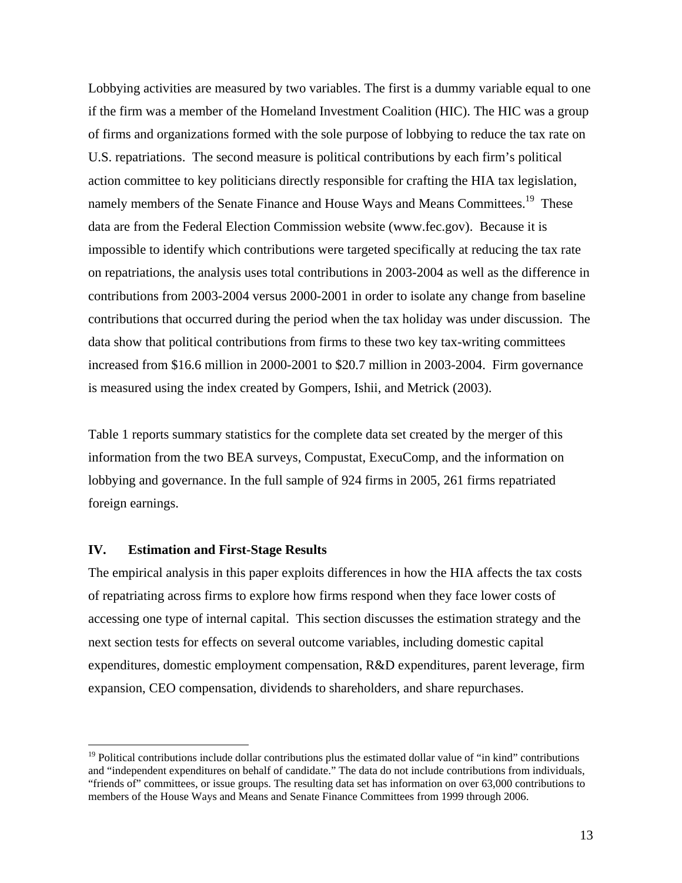Lobbying activities are measured by two variables. The first is a dummy variable equal to one if the firm was a member of the Homeland Investment Coalition (HIC). The HIC was a group of firms and organizations formed with the sole purpose of lobbying to reduce the tax rate on U.S. repatriations. The second measure is political contributions by each firm's political action committee to key politicians directly responsible for crafting the HIA tax legislation, namely members of the Senate Finance and House Ways and Means Committees.[19] These data are from the Federal Election Commission website (www.fec.gov). Because it is impossible to identify which contributions were targeted specifically at reducing the tax rate on repatriations, the analysis uses total contributions in 2003-2004 as well as the difference in contributions from 2003-2004 versus 2000-2001 in order to isolate any change from baseline contributions that occurred during the period when the tax holiday was under discussion. The data show that political contributions from firms to these two key tax-writing committees increased from $16.6 million in 2000-2001 to $20.7 million in 2003-2004. Firm governance is measured using the index created by Gompers, Ishii, and Metrick (2003).

Table 1 reports summary statistics for the complete data set created by the merger of this information from the two BEA surveys, Compustat, ExecuComp, and the information on lobbying and governance. In the full sample of 924 firms in 2005, 261 firms repatriated foreign earnings.

## IV. Estimation and First-Stage Results

The empirical analysis in this paper exploits differences in how the HIA affects the tax costs of repatriating across firms to explore how firms respond when they face lower costs of accessing one type of internal capital. This section discusses the estimation strategy and the next section tests for effects on several outcome variables, including domestic capital expenditures, domestic employment compensation, R&D expenditures, parent leverage, firm expansion, CEO compensation, dividends to shareholders, and share repurchases.

---

[19] Political contributions include dollar contributions plus the estimated dollar value of "in kind" contributions and "independent expenditures on behalf of candidate." The data do not include contributions from individuals, "friends of" committees, or issue groups. The resulting data set has information on over 63,000 contributions to members of the House Ways and Means and Senate Finance Committees from 1999 through 2006.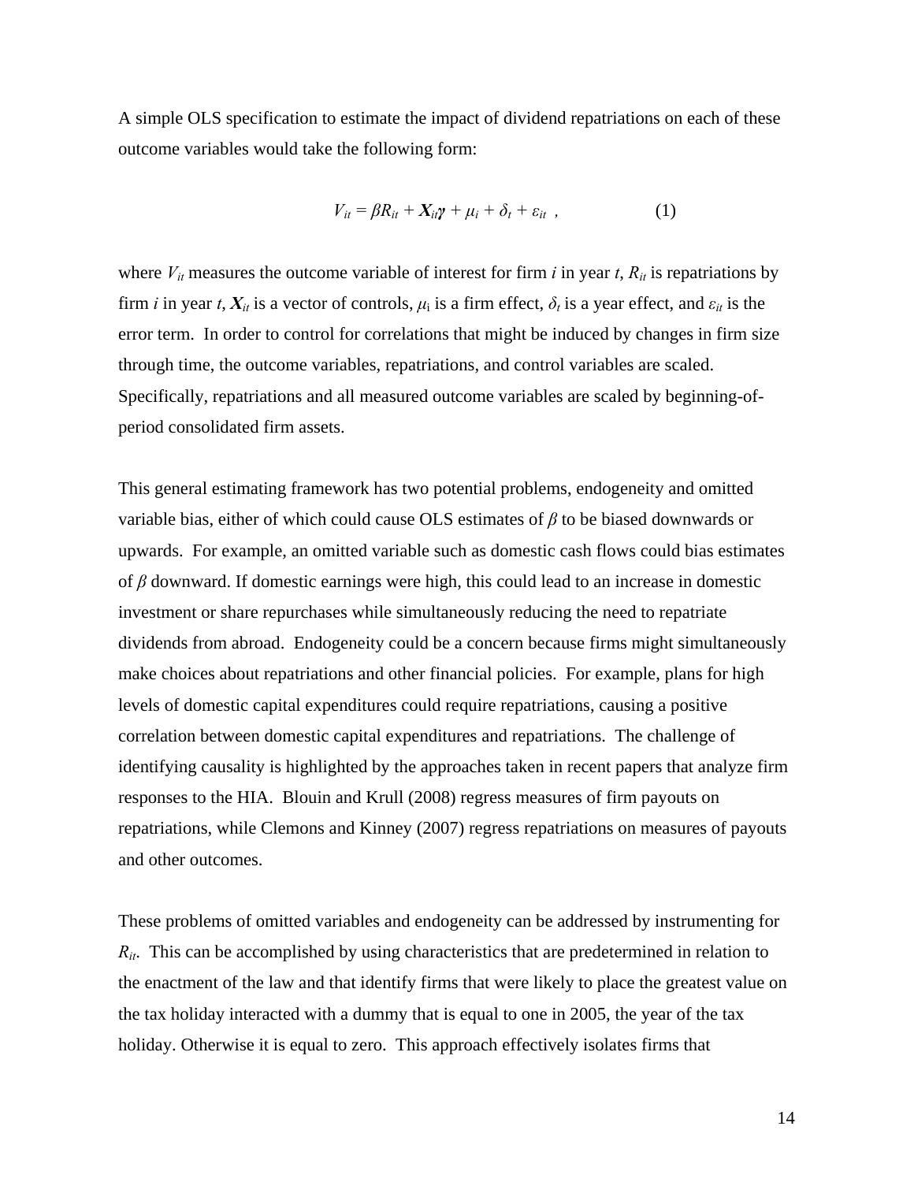A simple OLS specification to estimate the impact of dividend repatriations on each of these outcome variables would take the following form:

$$V_{it} = \beta R_{it} + \boldsymbol{X}_{it}\boldsymbol{\gamma} + \mu_i + \delta_t + \varepsilon_{it} \ , \qquad (1)$$

where $V_{it}$ measures the outcome variable of interest for firm $i$ in year $t$, $R_{it}$ is repatriations by firm $i$ in year $t$, $\boldsymbol{X}_{it}$ is a vector of controls, $\mu_i$ is a firm effect, $\delta_t$ is a year effect, and $\varepsilon_{it}$ is the error term. In order to control for correlations that might be induced by changes in firm size through time, the outcome variables, repatriations, and control variables are scaled. Specifically, repatriations and all measured outcome variables are scaled by beginning-of-period consolidated firm assets.

This general estimating framework has two potential problems, endogeneity and omitted variable bias, either of which could cause OLS estimates of $\beta$ to be biased downwards or upwards. For example, an omitted variable such as domestic cash flows could bias estimates of $\beta$ downward. If domestic earnings were high, this could lead to an increase in domestic investment or share repurchases while simultaneously reducing the need to repatriate dividends from abroad. Endogeneity could be a concern because firms might simultaneously make choices about repatriations and other financial policies. For example, plans for high levels of domestic capital expenditures could require repatriations, causing a positive correlation between domestic capital expenditures and repatriations. The challenge of identifying causality is highlighted by the approaches taken in recent papers that analyze firm responses to the HIA. Blouin and Krull (2008) regress measures of firm payouts on repatriations, while Clemons and Kinney (2007) regress repatriations on measures of payouts and other outcomes.

These problems of omitted variables and endogeneity can be addressed by instrumenting for $R_{it}$. This can be accomplished by using characteristics that are predetermined in relation to the enactment of the law and that identify firms that were likely to place the greatest value on the tax holiday interacted with a dummy that is equal to one in 2005, the year of the tax holiday. Otherwise it is equal to zero. This approach effectively isolates firms that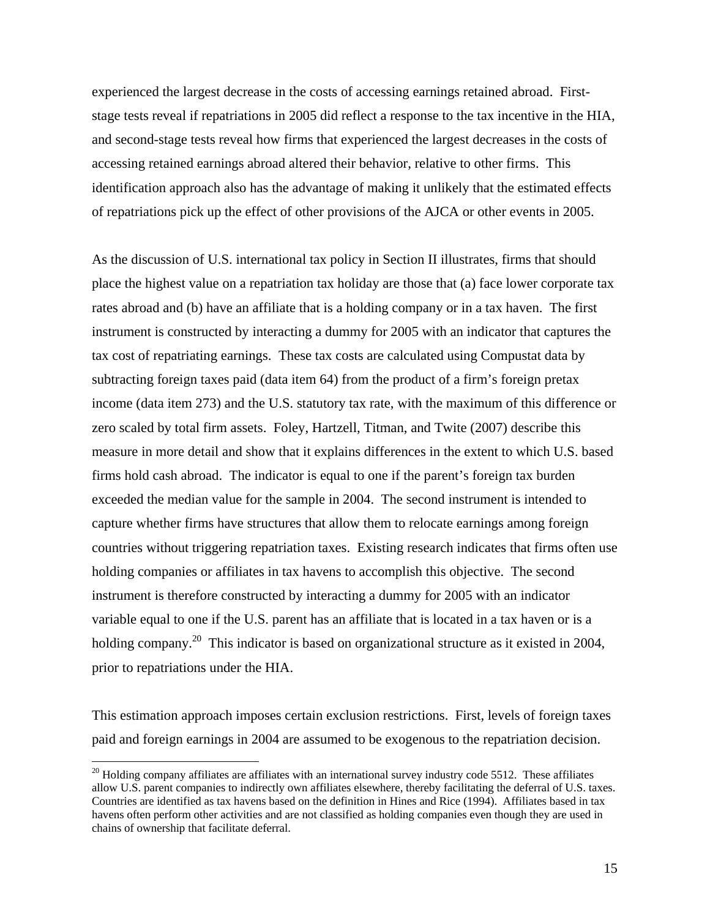experienced the largest decrease in the costs of accessing earnings retained abroad. First-stage tests reveal if repatriations in 2005 did reflect a response to the tax incentive in the HIA, and second-stage tests reveal how firms that experienced the largest decreases in the costs of accessing retained earnings abroad altered their behavior, relative to other firms. This identification approach also has the advantage of making it unlikely that the estimated effects of repatriations pick up the effect of other provisions of the AJCA or other events in 2005.

As the discussion of U.S. international tax policy in Section II illustrates, firms that should place the highest value on a repatriation tax holiday are those that (a) face lower corporate tax rates abroad and (b) have an affiliate that is a holding company or in a tax haven. The first instrument is constructed by interacting a dummy for 2005 with an indicator that captures the tax cost of repatriating earnings. These tax costs are calculated using Compustat data by subtracting foreign taxes paid (data item 64) from the product of a firm's foreign pretax income (data item 273) and the U.S. statutory tax rate, with the maximum of this difference or zero scaled by total firm assets. Foley, Hartzell, Titman, and Twite (2007) describe this measure in more detail and show that it explains differences in the extent to which U.S. based firms hold cash abroad. The indicator is equal to one if the parent's foreign tax burden exceeded the median value for the sample in 2004. The second instrument is intended to capture whether firms have structures that allow them to relocate earnings among foreign countries without triggering repatriation taxes. Existing research indicates that firms often use holding companies or affiliates in tax havens to accomplish this objective. The second instrument is therefore constructed by interacting a dummy for 2005 with an indicator variable equal to one if the U.S. parent has an affiliate that is located in a tax haven or is a holding company.[20] This indicator is based on organizational structure as it existed in 2004, prior to repatriations under the HIA.

This estimation approach imposes certain exclusion restrictions. First, levels of foreign taxes paid and foreign earnings in 2004 are assumed to be exogenous to the repatriation decision.

[20] Holding company affiliates are affiliates with an international survey industry code 5512. These affiliates allow U.S. parent companies to indirectly own affiliates elsewhere, thereby facilitating the deferral of U.S. taxes. Countries are identified as tax havens based on the definition in Hines and Rice (1994). Affiliates based in tax havens often perform other activities and are not classified as holding companies even though they are used in chains of ownership that facilitate deferral.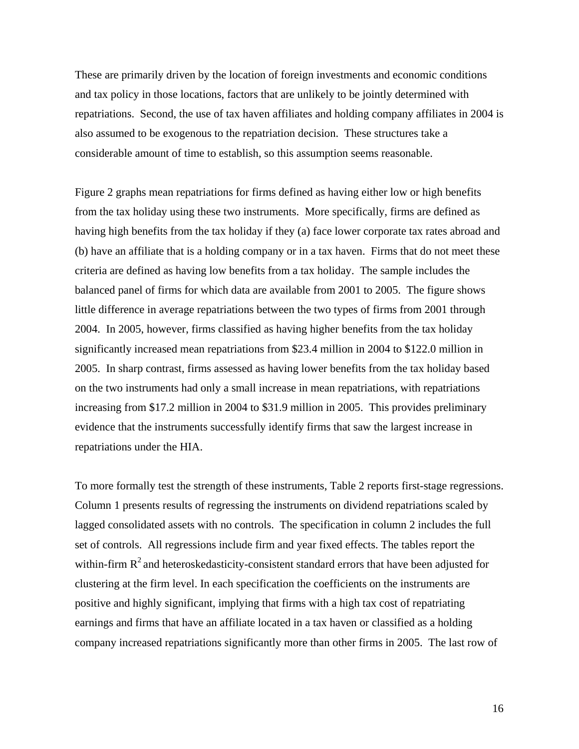These are primarily driven by the location of foreign investments and economic conditions and tax policy in those locations, factors that are unlikely to be jointly determined with repatriations. Second, the use of tax haven affiliates and holding company affiliates in 2004 is also assumed to be exogenous to the repatriation decision. These structures take a considerable amount of time to establish, so this assumption seems reasonable.

Figure 2 graphs mean repatriations for firms defined as having either low or high benefits from the tax holiday using these two instruments. More specifically, firms are defined as having high benefits from the tax holiday if they (a) face lower corporate tax rates abroad and (b) have an affiliate that is a holding company or in a tax haven. Firms that do not meet these criteria are defined as having low benefits from a tax holiday. The sample includes the balanced panel of firms for which data are available from 2001 to 2005. The figure shows little difference in average repatriations between the two types of firms from 2001 through 2004. In 2005, however, firms classified as having higher benefits from the tax holiday significantly increased mean repatriations from \$23.4 million in 2004 to \$122.0 million in 2005. In sharp contrast, firms assessed as having lower benefits from the tax holiday based on the two instruments had only a small increase in mean repatriations, with repatriations increasing from \$17.2 million in 2004 to \$31.9 million in 2005. This provides preliminary evidence that the instruments successfully identify firms that saw the largest increase in repatriations under the HIA.

To more formally test the strength of these instruments, Table 2 reports first-stage regressions. Column 1 presents results of regressing the instruments on dividend repatriations scaled by lagged consolidated assets with no controls. The specification in column 2 includes the full set of controls. All regressions include firm and year fixed effects. The tables report the within-firm $R^2$ and heteroskedasticity-consistent standard errors that have been adjusted for clustering at the firm level. In each specification the coefficients on the instruments are positive and highly significant, implying that firms with a high tax cost of repatriating earnings and firms that have an affiliate located in a tax haven or classified as a holding company increased repatriations significantly more than other firms in 2005. The last row of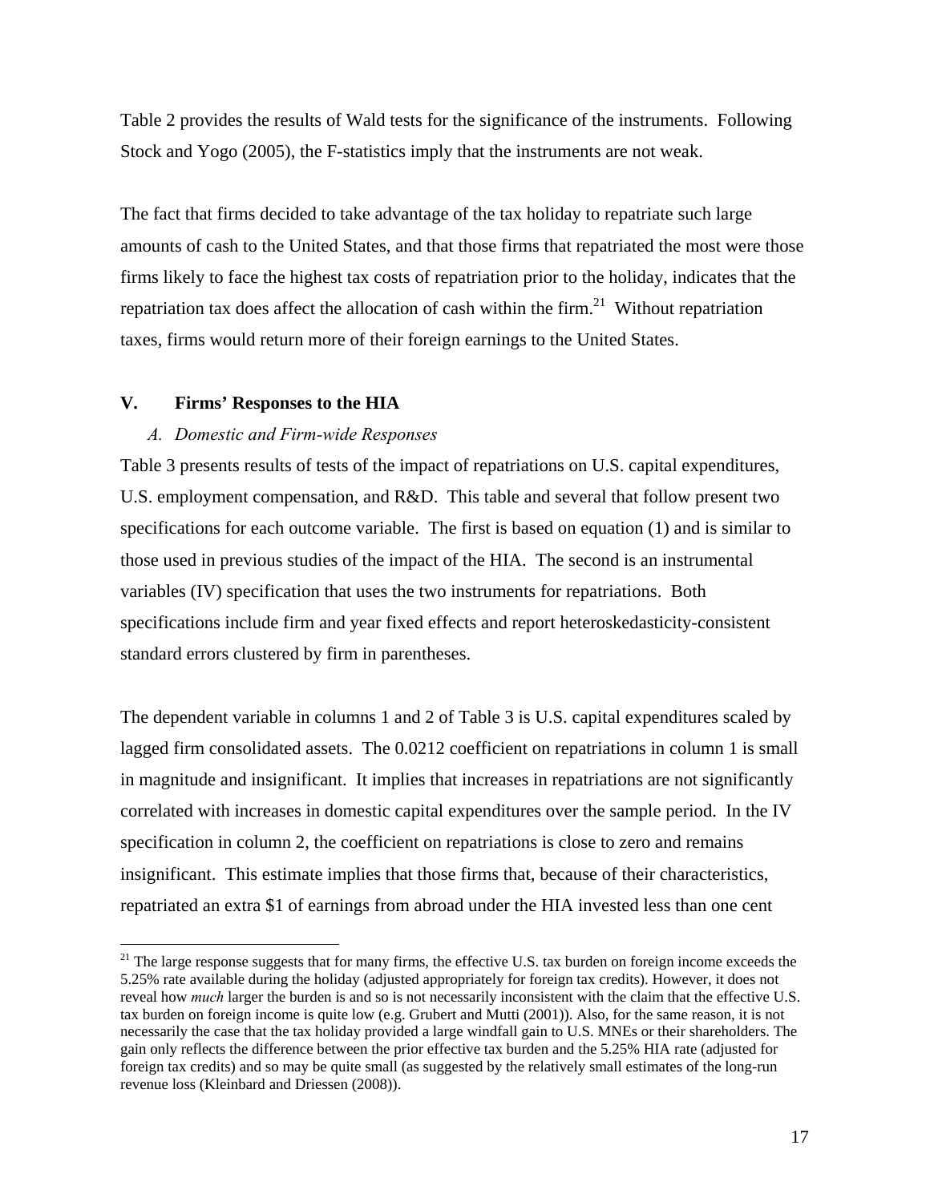Table 2 provides the results of Wald tests for the significance of the instruments. Following Stock and Yogo (2005), the F-statistics imply that the instruments are not weak.

The fact that firms decided to take advantage of the tax holiday to repatriate such large amounts of cash to the United States, and that those firms that repatriated the most were those firms likely to face the highest tax costs of repatriation prior to the holiday, indicates that the repatriation tax does affect the allocation of cash within the firm.[21] Without repatriation taxes, firms would return more of their foreign earnings to the United States.

## V. Firms' Responses to the HIA

### *A. Domestic and Firm-wide Responses*

Table 3 presents results of tests of the impact of repatriations on U.S. capital expenditures, U.S. employment compensation, and R&D. This table and several that follow present two specifications for each outcome variable. The first is based on equation (1) and is similar to those used in previous studies of the impact of the HIA. The second is an instrumental variables (IV) specification that uses the two instruments for repatriations. Both specifications include firm and year fixed effects and report heteroskedasticity-consistent standard errors clustered by firm in parentheses.

The dependent variable in columns 1 and 2 of Table 3 is U.S. capital expenditures scaled by lagged firm consolidated assets. The 0.0212 coefficient on repatriations in column 1 is small in magnitude and insignificant. It implies that increases in repatriations are not significantly correlated with increases in domestic capital expenditures over the sample period. In the IV specification in column 2, the coefficient on repatriations is close to zero and remains insignificant. This estimate implies that those firms that, because of their characteristics, repatriated an extra $1 of earnings from abroad under the HIA invested less than one cent

[21] The large response suggests that for many firms, the effective U.S. tax burden on foreign income exceeds the 5.25% rate available during the holiday (adjusted appropriately for foreign tax credits). However, it does not reveal how *much* larger the burden is and so is not necessarily inconsistent with the claim that the effective U.S. tax burden on foreign income is quite low (e.g. Grubert and Mutti (2001)). Also, for the same reason, it is not necessarily the case that the tax holiday provided a large windfall gain to U.S. MNEs or their shareholders. The gain only reflects the difference between the prior effective tax burden and the 5.25% HIA rate (adjusted for foreign tax credits) and so may be quite small (as suggested by the relatively small estimates of the long-run revenue loss (Kleinbard and Driessen (2008)).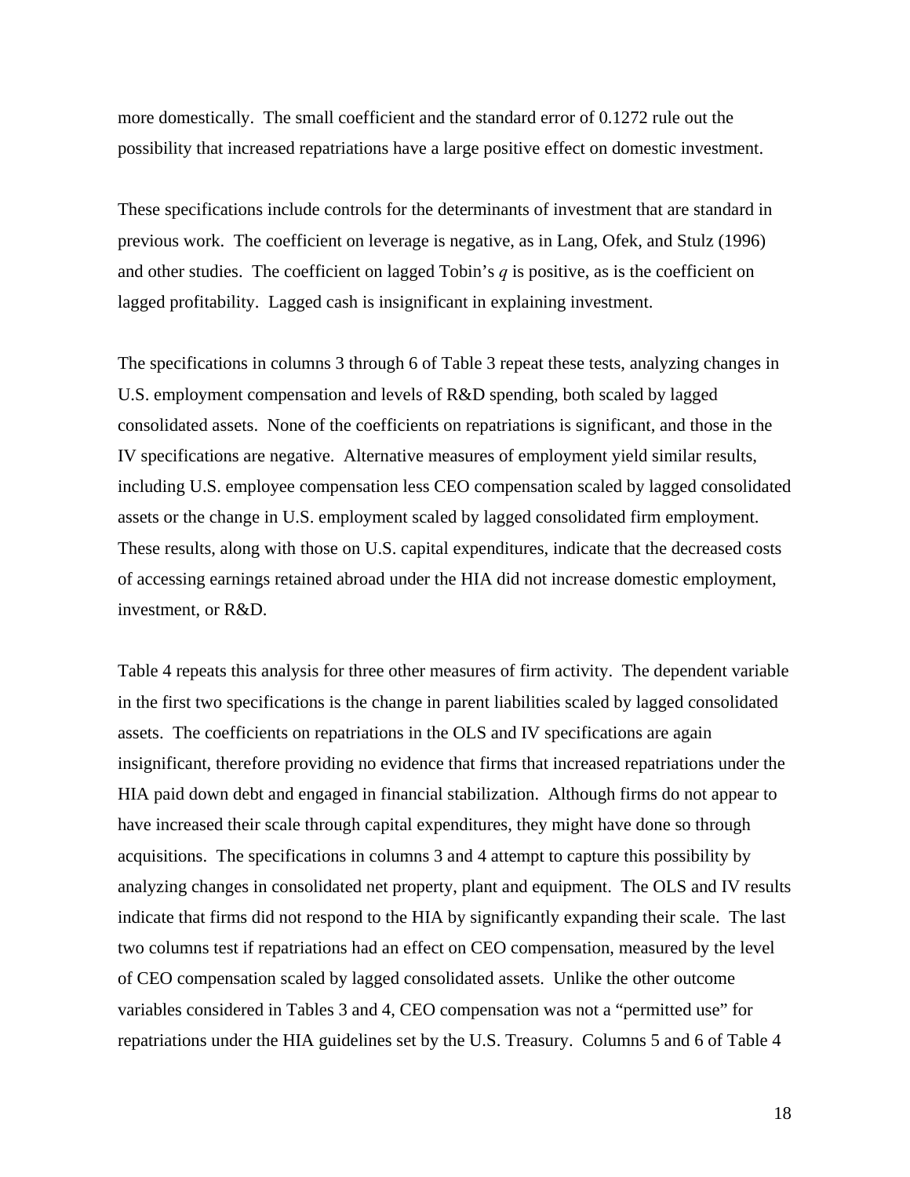more domestically. The small coefficient and the standard error of 0.1272 rule out the possibility that increased repatriations have a large positive effect on domestic investment.

These specifications include controls for the determinants of investment that are standard in previous work. The coefficient on leverage is negative, as in Lang, Ofek, and Stulz (1996) and other studies. The coefficient on lagged Tobin's $q$ is positive, as is the coefficient on lagged profitability. Lagged cash is insignificant in explaining investment.

The specifications in columns 3 through 6 of Table 3 repeat these tests, analyzing changes in U.S. employment compensation and levels of R&D spending, both scaled by lagged consolidated assets. None of the coefficients on repatriations is significant, and those in the IV specifications are negative. Alternative measures of employment yield similar results, including U.S. employee compensation less CEO compensation scaled by lagged consolidated assets or the change in U.S. employment scaled by lagged consolidated firm employment. These results, along with those on U.S. capital expenditures, indicate that the decreased costs of accessing earnings retained abroad under the HIA did not increase domestic employment, investment, or R&D.

Table 4 repeats this analysis for three other measures of firm activity. The dependent variable in the first two specifications is the change in parent liabilities scaled by lagged consolidated assets. The coefficients on repatriations in the OLS and IV specifications are again insignificant, therefore providing no evidence that firms that increased repatriations under the HIA paid down debt and engaged in financial stabilization. Although firms do not appear to have increased their scale through capital expenditures, they might have done so through acquisitions. The specifications in columns 3 and 4 attempt to capture this possibility by analyzing changes in consolidated net property, plant and equipment. The OLS and IV results indicate that firms did not respond to the HIA by significantly expanding their scale. The last two columns test if repatriations had an effect on CEO compensation, measured by the level of CEO compensation scaled by lagged consolidated assets. Unlike the other outcome variables considered in Tables 3 and 4, CEO compensation was not a "permitted use" for repatriations under the HIA guidelines set by the U.S. Treasury. Columns 5 and 6 of Table 4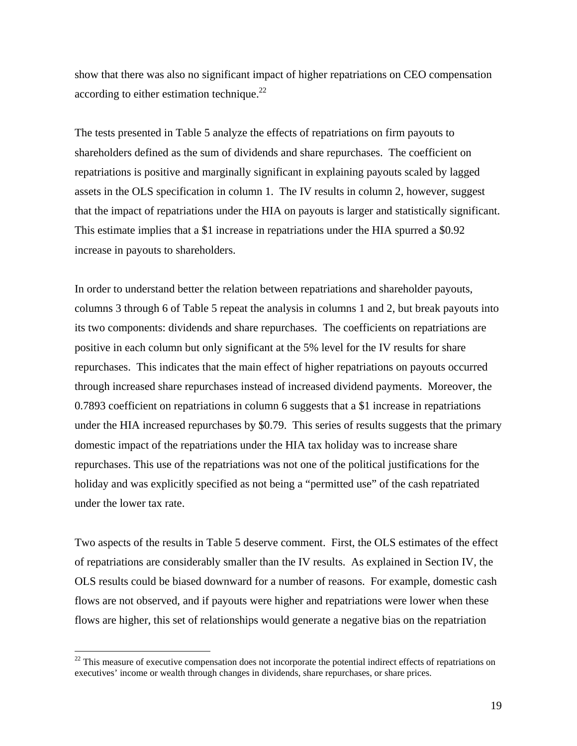show that there was also no significant impact of higher repatriations on CEO compensation according to either estimation technique.[22]

The tests presented in Table 5 analyze the effects of repatriations on firm payouts to shareholders defined as the sum of dividends and share repurchases. The coefficient on repatriations is positive and marginally significant in explaining payouts scaled by lagged assets in the OLS specification in column 1. The IV results in column 2, however, suggest that the impact of repatriations under the HIA on payouts is larger and statistically significant. This estimate implies that a $1 increase in repatriations under the HIA spurred a $0.92 increase in payouts to shareholders.

In order to understand better the relation between repatriations and shareholder payouts, columns 3 through 6 of Table 5 repeat the analysis in columns 1 and 2, but break payouts into its two components: dividends and share repurchases. The coefficients on repatriations are positive in each column but only significant at the 5% level for the IV results for share repurchases. This indicates that the main effect of higher repatriations on payouts occurred through increased share repurchases instead of increased dividend payments. Moreover, the 0.7893 coefficient on repatriations in column 6 suggests that a $1 increase in repatriations under the HIA increased repurchases by $0.79. This series of results suggests that the primary domestic impact of the repatriations under the HIA tax holiday was to increase share repurchases. This use of the repatriations was not one of the political justifications for the holiday and was explicitly specified as not being a "permitted use" of the cash repatriated under the lower tax rate.

Two aspects of the results in Table 5 deserve comment. First, the OLS estimates of the effect of repatriations are considerably smaller than the IV results. As explained in Section IV, the OLS results could be biased downward for a number of reasons. For example, domestic cash flows are not observed, and if payouts were higher and repatriations were lower when these flows are higher, this set of relationships would generate a negative bias on the repatriation

[22] This measure of executive compensation does not incorporate the potential indirect effects of repatriations on executives' income or wealth through changes in dividends, share repurchases, or share prices.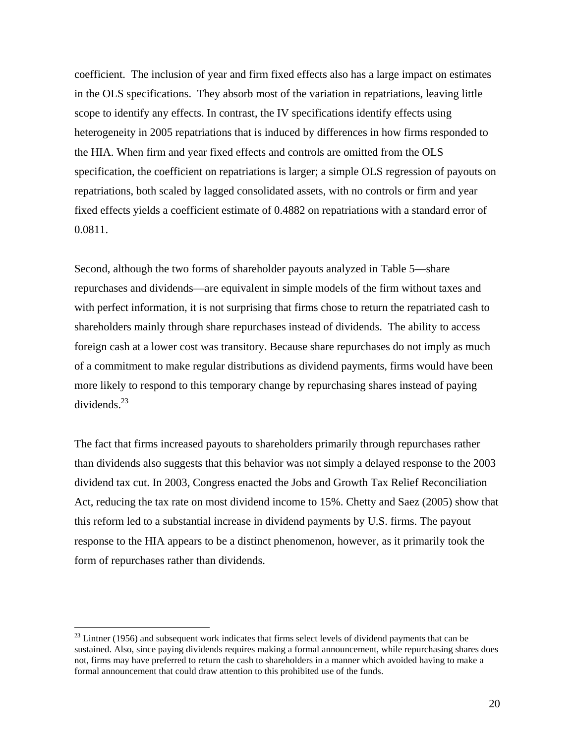coefficient. The inclusion of year and firm fixed effects also has a large impact on estimates in the OLS specifications. They absorb most of the variation in repatriations, leaving little scope to identify any effects. In contrast, the IV specifications identify effects using heterogeneity in 2005 repatriations that is induced by differences in how firms responded to the HIA. When firm and year fixed effects and controls are omitted from the OLS specification, the coefficient on repatriations is larger; a simple OLS regression of payouts on repatriations, both scaled by lagged consolidated assets, with no controls or firm and year fixed effects yields a coefficient estimate of 0.4882 on repatriations with a standard error of 0.0811.

Second, although the two forms of shareholder payouts analyzed in Table 5—share repurchases and dividends—are equivalent in simple models of the firm without taxes and with perfect information, it is not surprising that firms chose to return the repatriated cash to shareholders mainly through share repurchases instead of dividends. The ability to access foreign cash at a lower cost was transitory. Because share repurchases do not imply as much of a commitment to make regular distributions as dividend payments, firms would have been more likely to respond to this temporary change by repurchasing shares instead of paying dividends.[23]

The fact that firms increased payouts to shareholders primarily through repurchases rather than dividends also suggests that this behavior was not simply a delayed response to the 2003 dividend tax cut. In 2003, Congress enacted the Jobs and Growth Tax Relief Reconciliation Act, reducing the tax rate on most dividend income to 15%. Chetty and Saez (2005) show that this reform led to a substantial increase in dividend payments by U.S. firms. The payout response to the HIA appears to be a distinct phenomenon, however, as it primarily took the form of repurchases rather than dividends.

---

[23] Lintner (1956) and subsequent work indicates that firms select levels of dividend payments that can be sustained. Also, since paying dividends requires making a formal announcement, while repurchasing shares does not, firms may have preferred to return the cash to shareholders in a manner which avoided having to make a formal announcement that could draw attention to this prohibited use of the funds.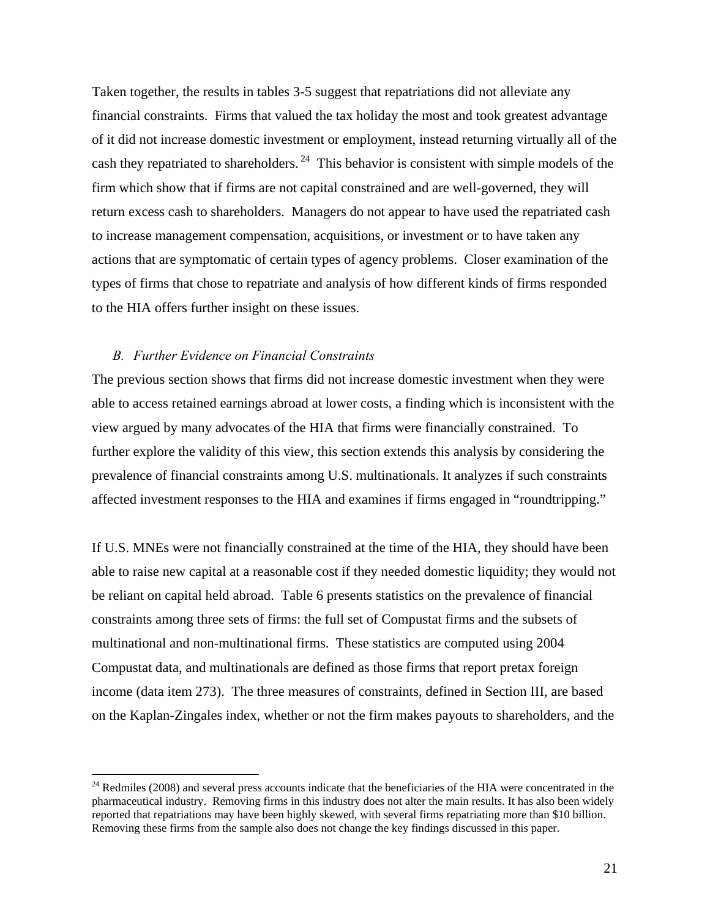Taken together, the results in tables 3-5 suggest that repatriations did not alleviate any financial constraints. Firms that valued the tax holiday the most and took greatest advantage of it did not increase domestic investment or employment, instead returning virtually all of the cash they repatriated to shareholders.[24] This behavior is consistent with simple models of the firm which show that if firms are not capital constrained and are well-governed, they will return excess cash to shareholders. Managers do not appear to have used the repatriated cash to increase management compensation, acquisitions, or investment or to have taken any actions that are symptomatic of certain types of agency problems. Closer examination of the types of firms that chose to repatriate and analysis of how different kinds of firms responded to the HIA offers further insight on these issues.

### *B. Further Evidence on Financial Constraints*

The previous section shows that firms did not increase domestic investment when they were able to access retained earnings abroad at lower costs, a finding which is inconsistent with the view argued by many advocates of the HIA that firms were financially constrained. To further explore the validity of this view, this section extends this analysis by considering the prevalence of financial constraints among U.S. multinationals. It analyzes if such constraints affected investment responses to the HIA and examines if firms engaged in "roundtripping."

If U.S. MNEs were not financially constrained at the time of the HIA, they should have been able to raise new capital at a reasonable cost if they needed domestic liquidity; they would not be reliant on capital held abroad. Table 6 presents statistics on the prevalence of financial constraints among three sets of firms: the full set of Compustat firms and the subsets of multinational and non-multinational firms. These statistics are computed using 2004 Compustat data, and multinationals are defined as those firms that report pretax foreign income (data item 273). The three measures of constraints, defined in Section III, are based on the Kaplan-Zingales index, whether or not the firm makes payouts to shareholders, and the

[24] Redmiles (2008) and several press accounts indicate that the beneficiaries of the HIA were concentrated in the pharmaceutical industry. Removing firms in this industry does not alter the main results. It has also been widely reported that repatriations may have been highly skewed, with several firms repatriating more than $10 billion. Removing these firms from the sample also does not change the key findings discussed in this paper.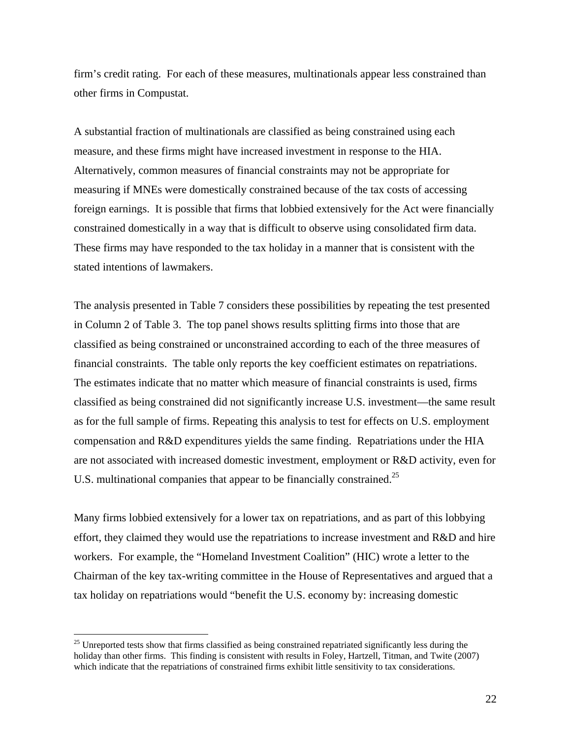firm's credit rating. For each of these measures, multinationals appear less constrained than other firms in Compustat.

A substantial fraction of multinationals are classified as being constrained using each measure, and these firms might have increased investment in response to the HIA. Alternatively, common measures of financial constraints may not be appropriate for measuring if MNEs were domestically constrained because of the tax costs of accessing foreign earnings. It is possible that firms that lobbied extensively for the Act were financially constrained domestically in a way that is difficult to observe using consolidated firm data. These firms may have responded to the tax holiday in a manner that is consistent with the stated intentions of lawmakers.

The analysis presented in Table 7 considers these possibilities by repeating the test presented in Column 2 of Table 3. The top panel shows results splitting firms into those that are classified as being constrained or unconstrained according to each of the three measures of financial constraints. The table only reports the key coefficient estimates on repatriations. The estimates indicate that no matter which measure of financial constraints is used, firms classified as being constrained did not significantly increase U.S. investment—the same result as for the full sample of firms. Repeating this analysis to test for effects on U.S. employment compensation and R&D expenditures yields the same finding. Repatriations under the HIA are not associated with increased domestic investment, employment or R&D activity, even for U.S. multinational companies that appear to be financially constrained.[25]

Many firms lobbied extensively for a lower tax on repatriations, and as part of this lobbying effort, they claimed they would use the repatriations to increase investment and R&D and hire workers. For example, the "Homeland Investment Coalition" (HIC) wrote a letter to the Chairman of the key tax-writing committee in the House of Representatives and argued that a tax holiday on repatriations would "benefit the U.S. economy by: increasing domestic

[25] Unreported tests show that firms classified as being constrained repatriated significantly less during the holiday than other firms. This finding is consistent with results in Foley, Hartzell, Titman, and Twite (2007) which indicate that the repatriations of constrained firms exhibit little sensitivity to tax considerations.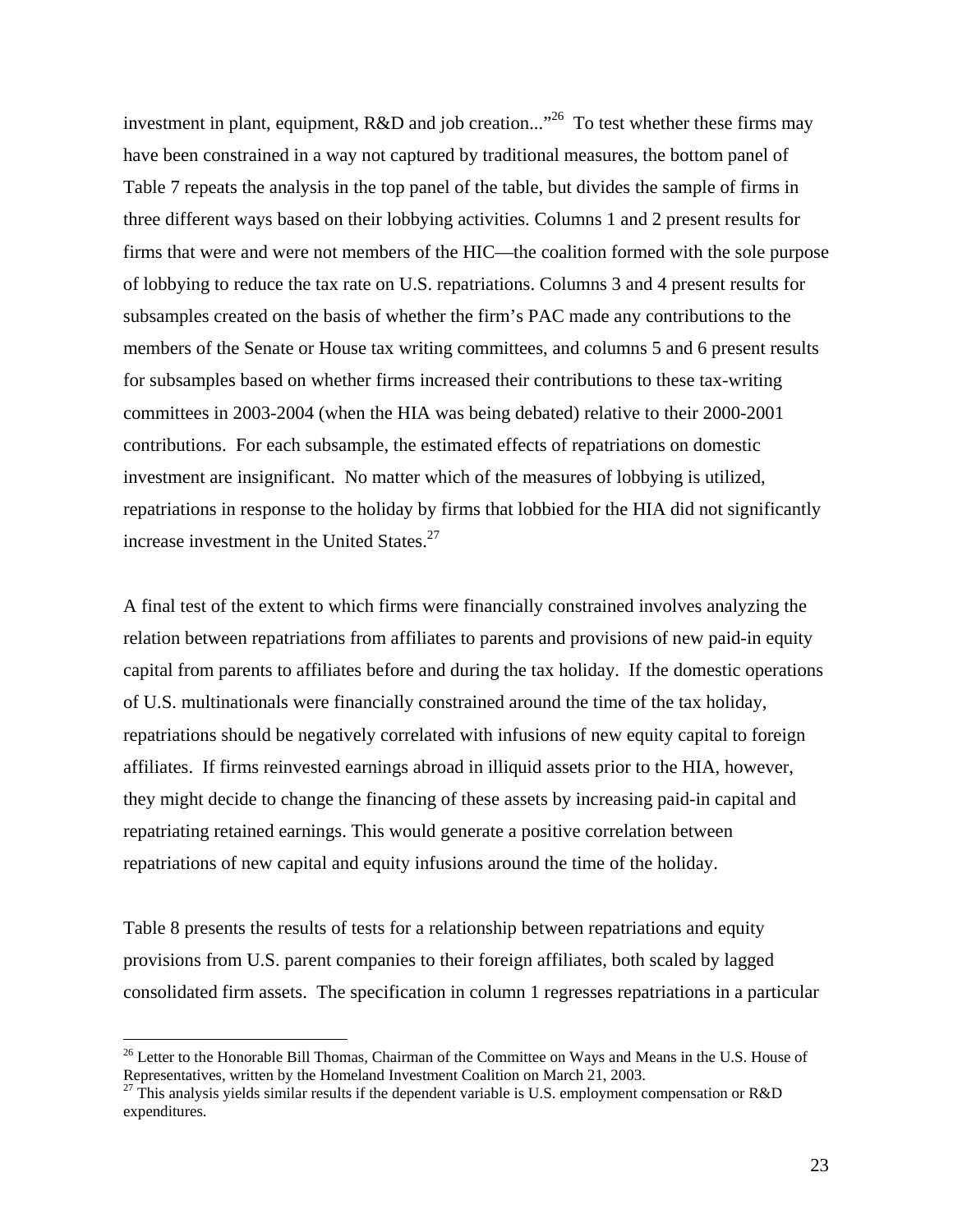investment in plant, equipment, R&D and job creation..."[26] To test whether these firms may have been constrained in a way not captured by traditional measures, the bottom panel of Table 7 repeats the analysis in the top panel of the table, but divides the sample of firms in three different ways based on their lobbying activities. Columns 1 and 2 present results for firms that were and were not members of the HIC—the coalition formed with the sole purpose of lobbying to reduce the tax rate on U.S. repatriations. Columns 3 and 4 present results for subsamples created on the basis of whether the firm's PAC made any contributions to the members of the Senate or House tax writing committees, and columns 5 and 6 present results for subsamples based on whether firms increased their contributions to these tax-writing committees in 2003-2004 (when the HIA was being debated) relative to their 2000-2001 contributions. For each subsample, the estimated effects of repatriations on domestic investment are insignificant. No matter which of the measures of lobbying is utilized, repatriations in response to the holiday by firms that lobbied for the HIA did not significantly increase investment in the United States.[27]

A final test of the extent to which firms were financially constrained involves analyzing the relation between repatriations from affiliates to parents and provisions of new paid-in equity capital from parents to affiliates before and during the tax holiday. If the domestic operations of U.S. multinationals were financially constrained around the time of the tax holiday, repatriations should be negatively correlated with infusions of new equity capital to foreign affiliates. If firms reinvested earnings abroad in illiquid assets prior to the HIA, however, they might decide to change the financing of these assets by increasing paid-in capital and repatriating retained earnings. This would generate a positive correlation between repatriations of new capital and equity infusions around the time of the holiday.

Table 8 presents the results of tests for a relationship between repatriations and equity provisions from U.S. parent companies to their foreign affiliates, both scaled by lagged consolidated firm assets. The specification in column 1 regresses repatriations in a particular

---

[26] Letter to the Honorable Bill Thomas, Chairman of the Committee on Ways and Means in the U.S. House of Representatives, written by the Homeland Investment Coalition on March 21, 2003.

[27] This analysis yields similar results if the dependent variable is U.S. employment compensation or R&D expenditures.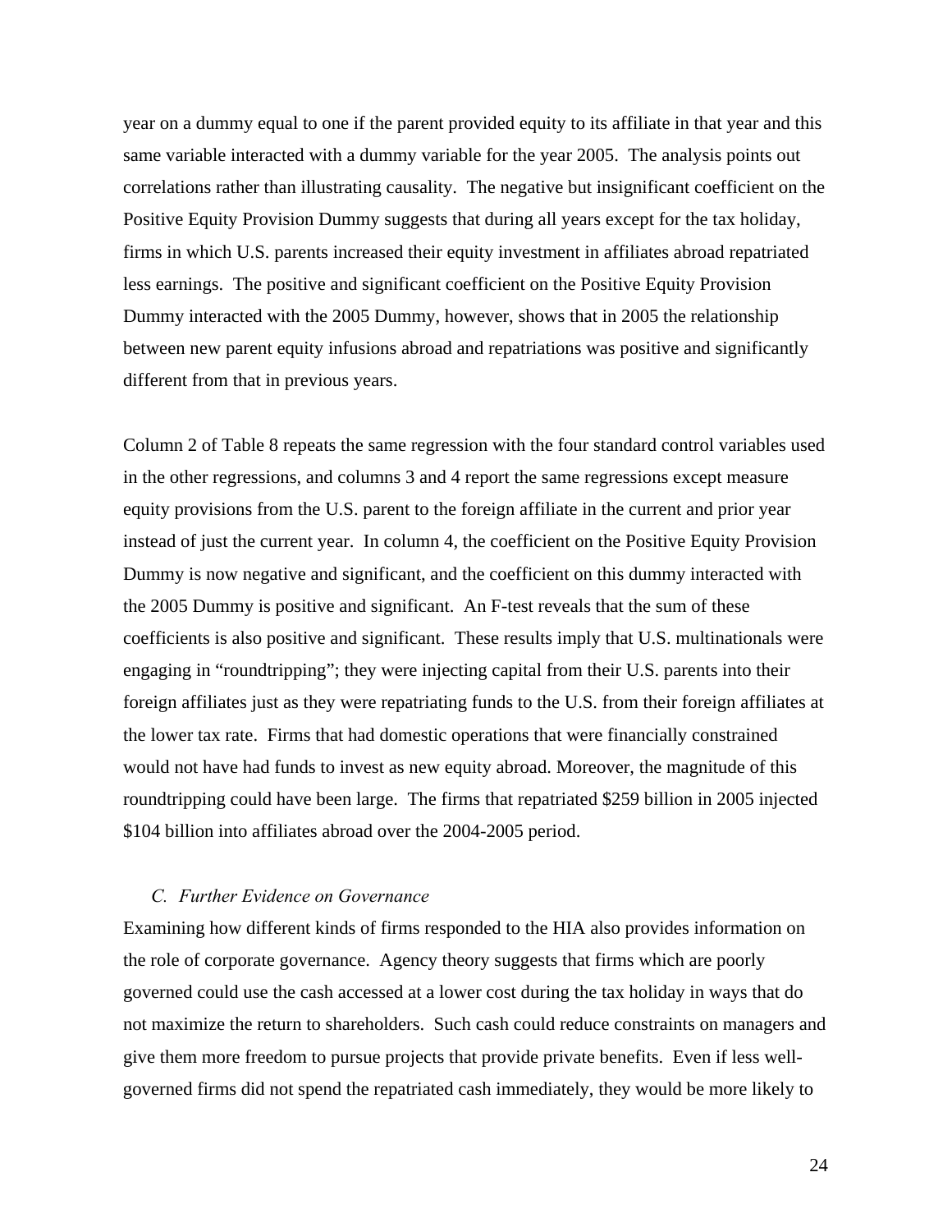year on a dummy equal to one if the parent provided equity to its affiliate in that year and this same variable interacted with a dummy variable for the year 2005. The analysis points out correlations rather than illustrating causality. The negative but insignificant coefficient on the Positive Equity Provision Dummy suggests that during all years except for the tax holiday, firms in which U.S. parents increased their equity investment in affiliates abroad repatriated less earnings. The positive and significant coefficient on the Positive Equity Provision Dummy interacted with the 2005 Dummy, however, shows that in 2005 the relationship between new parent equity infusions abroad and repatriations was positive and significantly different from that in previous years.

Column 2 of Table 8 repeats the same regression with the four standard control variables used in the other regressions, and columns 3 and 4 report the same regressions except measure equity provisions from the U.S. parent to the foreign affiliate in the current and prior year instead of just the current year. In column 4, the coefficient on the Positive Equity Provision Dummy is now negative and significant, and the coefficient on this dummy interacted with the 2005 Dummy is positive and significant. An F-test reveals that the sum of these coefficients is also positive and significant. These results imply that U.S. multinationals were engaging in "roundtripping"; they were injecting capital from their U.S. parents into their foreign affiliates just as they were repatriating funds to the U.S. from their foreign affiliates at the lower tax rate. Firms that had domestic operations that were financially constrained would not have had funds to invest as new equity abroad. Moreover, the magnitude of this roundtripping could have been large. The firms that repatriated \$259 billion in 2005 injected \$104 billion into affiliates abroad over the 2004-2005 period.

### *C. Further Evidence on Governance*

Examining how different kinds of firms responded to the HIA also provides information on the role of corporate governance. Agency theory suggests that firms which are poorly governed could use the cash accessed at a lower cost during the tax holiday in ways that do not maximize the return to shareholders. Such cash could reduce constraints on managers and give them more freedom to pursue projects that provide private benefits. Even if less well-governed firms did not spend the repatriated cash immediately, they would be more likely to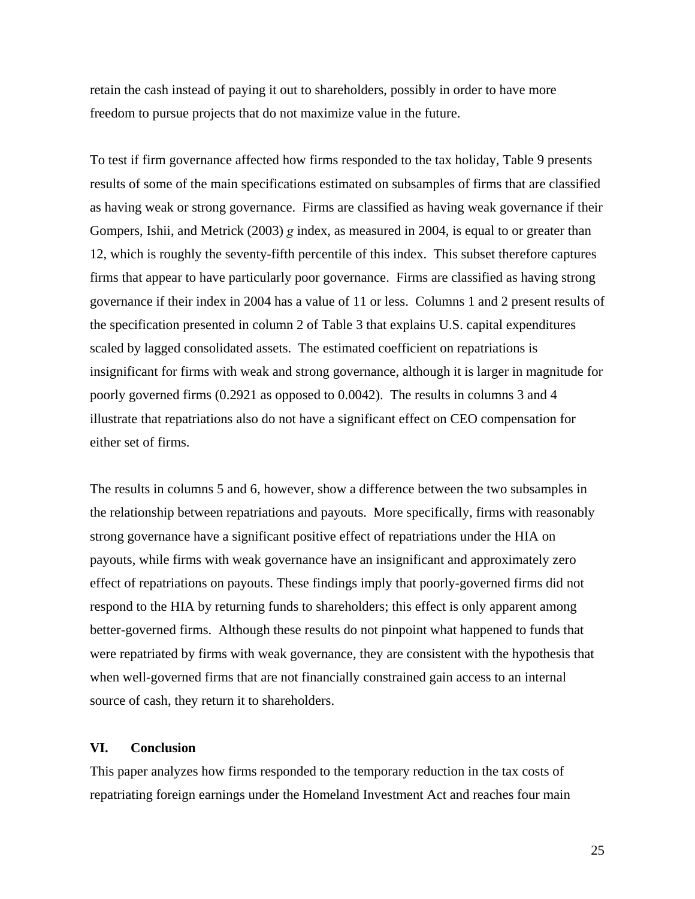retain the cash instead of paying it out to shareholders, possibly in order to have more freedom to pursue projects that do not maximize value in the future.

To test if firm governance affected how firms responded to the tax holiday, Table 9 presents results of some of the main specifications estimated on subsamples of firms that are classified as having weak or strong governance. Firms are classified as having weak governance if their Gompers, Ishii, and Metrick (2003) *g* index, as measured in 2004, is equal to or greater than 12, which is roughly the seventy-fifth percentile of this index. This subset therefore captures firms that appear to have particularly poor governance. Firms are classified as having strong governance if their index in 2004 has a value of 11 or less. Columns 1 and 2 present results of the specification presented in column 2 of Table 3 that explains U.S. capital expenditures scaled by lagged consolidated assets. The estimated coefficient on repatriations is insignificant for firms with weak and strong governance, although it is larger in magnitude for poorly governed firms (0.2921 as opposed to 0.0042). The results in columns 3 and 4 illustrate that repatriations also do not have a significant effect on CEO compensation for either set of firms.

The results in columns 5 and 6, however, show a difference between the two subsamples in the relationship between repatriations and payouts. More specifically, firms with reasonably strong governance have a significant positive effect of repatriations under the HIA on payouts, while firms with weak governance have an insignificant and approximately zero effect of repatriations on payouts. These findings imply that poorly-governed firms did not respond to the HIA by returning funds to shareholders; this effect is only apparent among better-governed firms. Although these results do not pinpoint what happened to funds that were repatriated by firms with weak governance, they are consistent with the hypothesis that when well-governed firms that are not financially constrained gain access to an internal source of cash, they return it to shareholders.

## VI. Conclusion

This paper analyzes how firms responded to the temporary reduction in the tax costs of repatriating foreign earnings under the Homeland Investment Act and reaches four main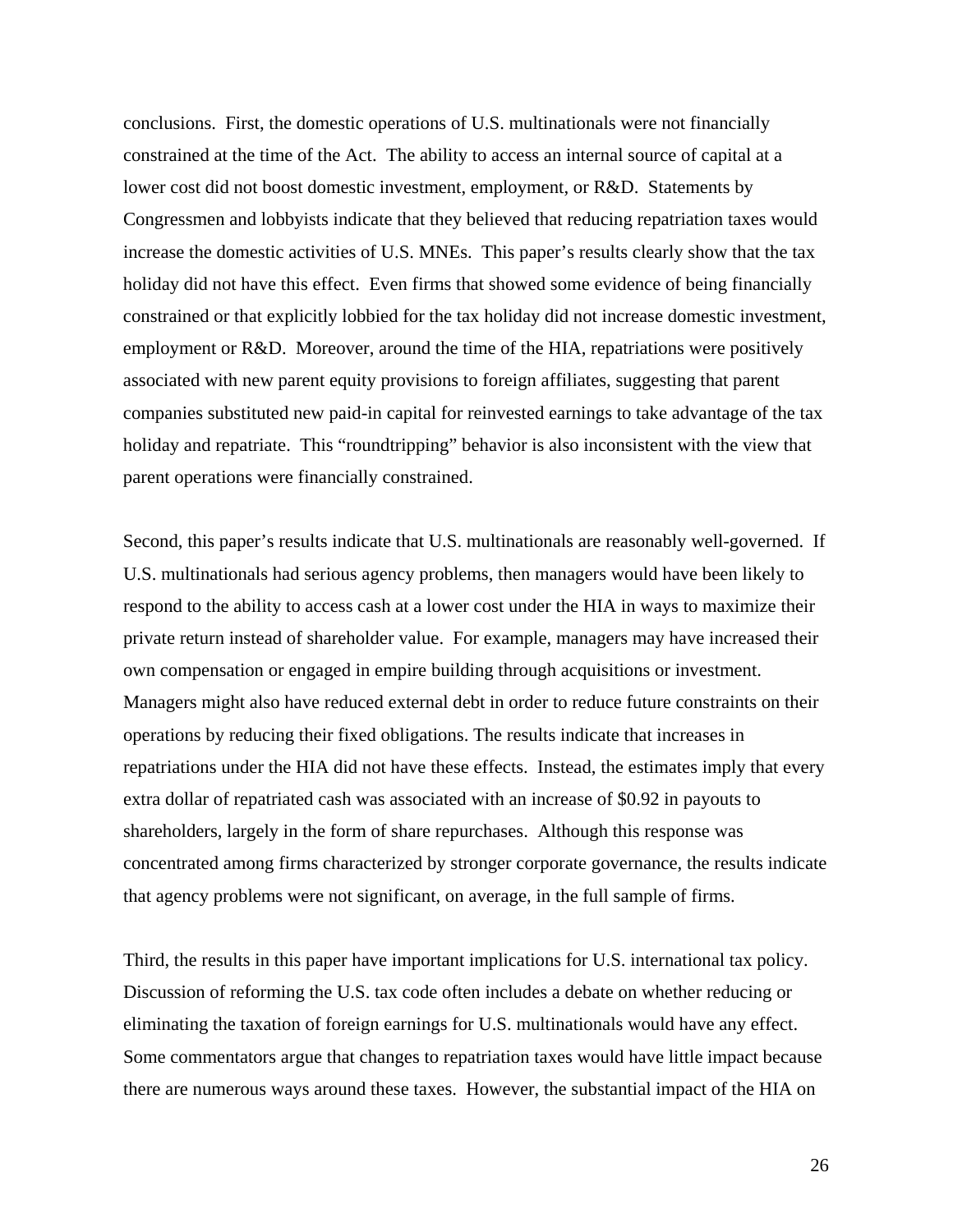conclusions. First, the domestic operations of U.S. multinationals were not financially constrained at the time of the Act. The ability to access an internal source of capital at a lower cost did not boost domestic investment, employment, or R&D. Statements by Congressmen and lobbyists indicate that they believed that reducing repatriation taxes would increase the domestic activities of U.S. MNEs. This paper's results clearly show that the tax holiday did not have this effect. Even firms that showed some evidence of being financially constrained or that explicitly lobbied for the tax holiday did not increase domestic investment, employment or R&D. Moreover, around the time of the HIA, repatriations were positively associated with new parent equity provisions to foreign affiliates, suggesting that parent companies substituted new paid-in capital for reinvested earnings to take advantage of the tax holiday and repatriate. This "roundtripping" behavior is also inconsistent with the view that parent operations were financially constrained.

Second, this paper's results indicate that U.S. multinationals are reasonably well-governed. If U.S. multinationals had serious agency problems, then managers would have been likely to respond to the ability to access cash at a lower cost under the HIA in ways to maximize their private return instead of shareholder value. For example, managers may have increased their own compensation or engaged in empire building through acquisitions or investment. Managers might also have reduced external debt in order to reduce future constraints on their operations by reducing their fixed obligations. The results indicate that increases in repatriations under the HIA did not have these effects. Instead, the estimates imply that every extra dollar of repatriated cash was associated with an increase of $0.92 in payouts to shareholders, largely in the form of share repurchases. Although this response was concentrated among firms characterized by stronger corporate governance, the results indicate that agency problems were not significant, on average, in the full sample of firms.

Third, the results in this paper have important implications for U.S. international tax policy. Discussion of reforming the U.S. tax code often includes a debate on whether reducing or eliminating the taxation of foreign earnings for U.S. multinationals would have any effect. Some commentators argue that changes to repatriation taxes would have little impact because there are numerous ways around these taxes. However, the substantial impact of the HIA on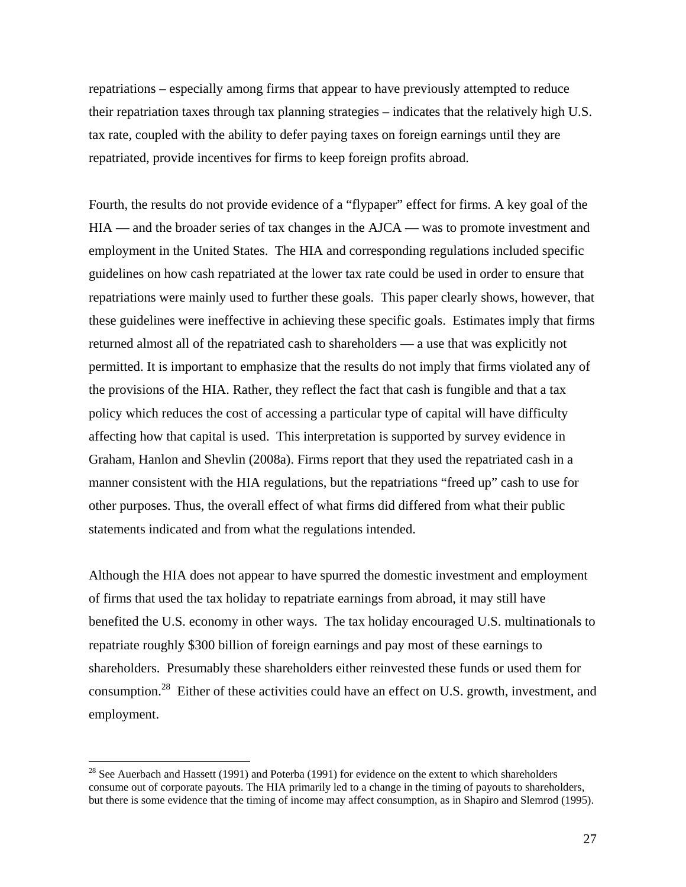repatriations – especially among firms that appear to have previously attempted to reduce their repatriation taxes through tax planning strategies – indicates that the relatively high U.S. tax rate, coupled with the ability to defer paying taxes on foreign earnings until they are repatriated, provide incentives for firms to keep foreign profits abroad.

Fourth, the results do not provide evidence of a "flypaper" effect for firms. A key goal of the HIA — and the broader series of tax changes in the AJCA — was to promote investment and employment in the United States. The HIA and corresponding regulations included specific guidelines on how cash repatriated at the lower tax rate could be used in order to ensure that repatriations were mainly used to further these goals. This paper clearly shows, however, that these guidelines were ineffective in achieving these specific goals. Estimates imply that firms returned almost all of the repatriated cash to shareholders — a use that was explicitly not permitted. It is important to emphasize that the results do not imply that firms violated any of the provisions of the HIA. Rather, they reflect the fact that cash is fungible and that a tax policy which reduces the cost of accessing a particular type of capital will have difficulty affecting how that capital is used. This interpretation is supported by survey evidence in Graham, Hanlon and Shevlin (2008a). Firms report that they used the repatriated cash in a manner consistent with the HIA regulations, but the repatriations "freed up" cash to use for other purposes. Thus, the overall effect of what firms did differed from what their public statements indicated and from what the regulations intended.

Although the HIA does not appear to have spurred the domestic investment and employment of firms that used the tax holiday to repatriate earnings from abroad, it may still have benefited the U.S. economy in other ways. The tax holiday encouraged U.S. multinationals to repatriate roughly $300 billion of foreign earnings and pay most of these earnings to shareholders. Presumably these shareholders either reinvested these funds or used them for consumption.[28] Either of these activities could have an effect on U.S. growth, investment, and employment.

[28] See Auerbach and Hassett (1991) and Poterba (1991) for evidence on the extent to which shareholders consume out of corporate payouts. The HIA primarily led to a change in the timing of payouts to shareholders, but there is some evidence that the timing of income may affect consumption, as in Shapiro and Slemrod (1995).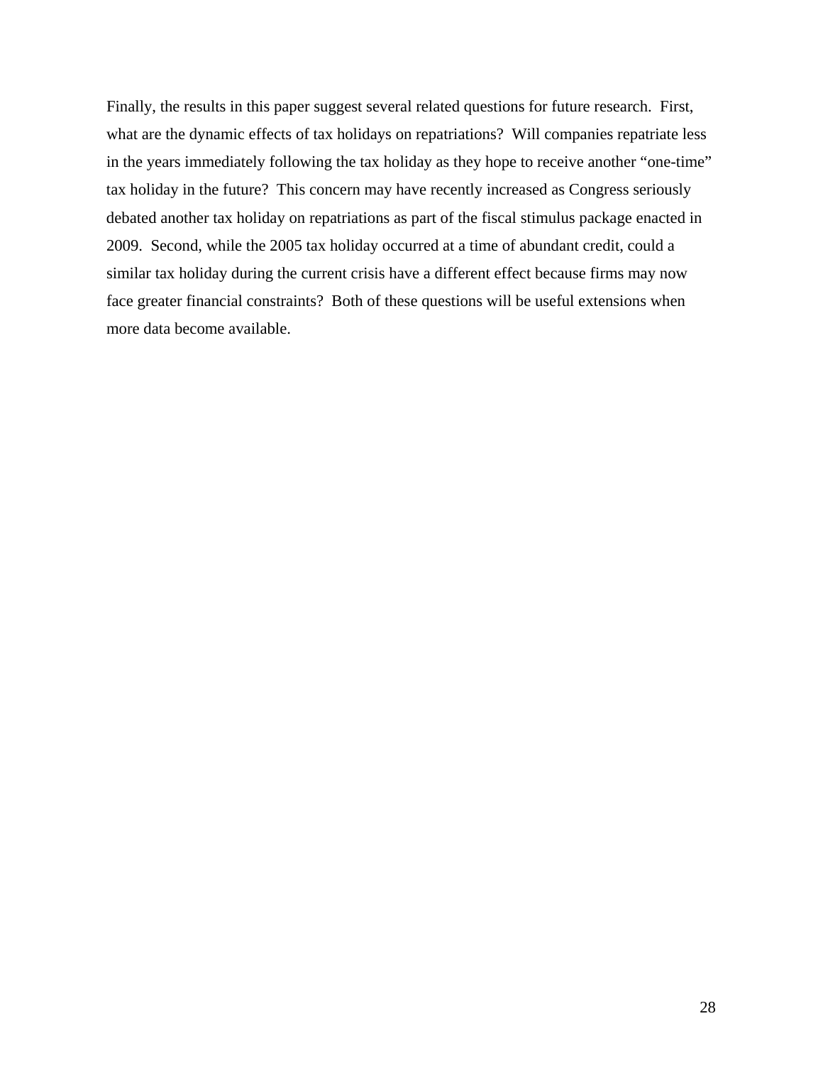Finally, the results in this paper suggest several related questions for future research. First, what are the dynamic effects of tax holidays on repatriations? Will companies repatriate less in the years immediately following the tax holiday as they hope to receive another "one-time" tax holiday in the future? This concern may have recently increased as Congress seriously debated another tax holiday on repatriations as part of the fiscal stimulus package enacted in 2009. Second, while the 2005 tax holiday occurred at a time of abundant credit, could a similar tax holiday during the current crisis have a different effect because firms may now face greater financial constraints? Both of these questions will be useful extensions when more data become available.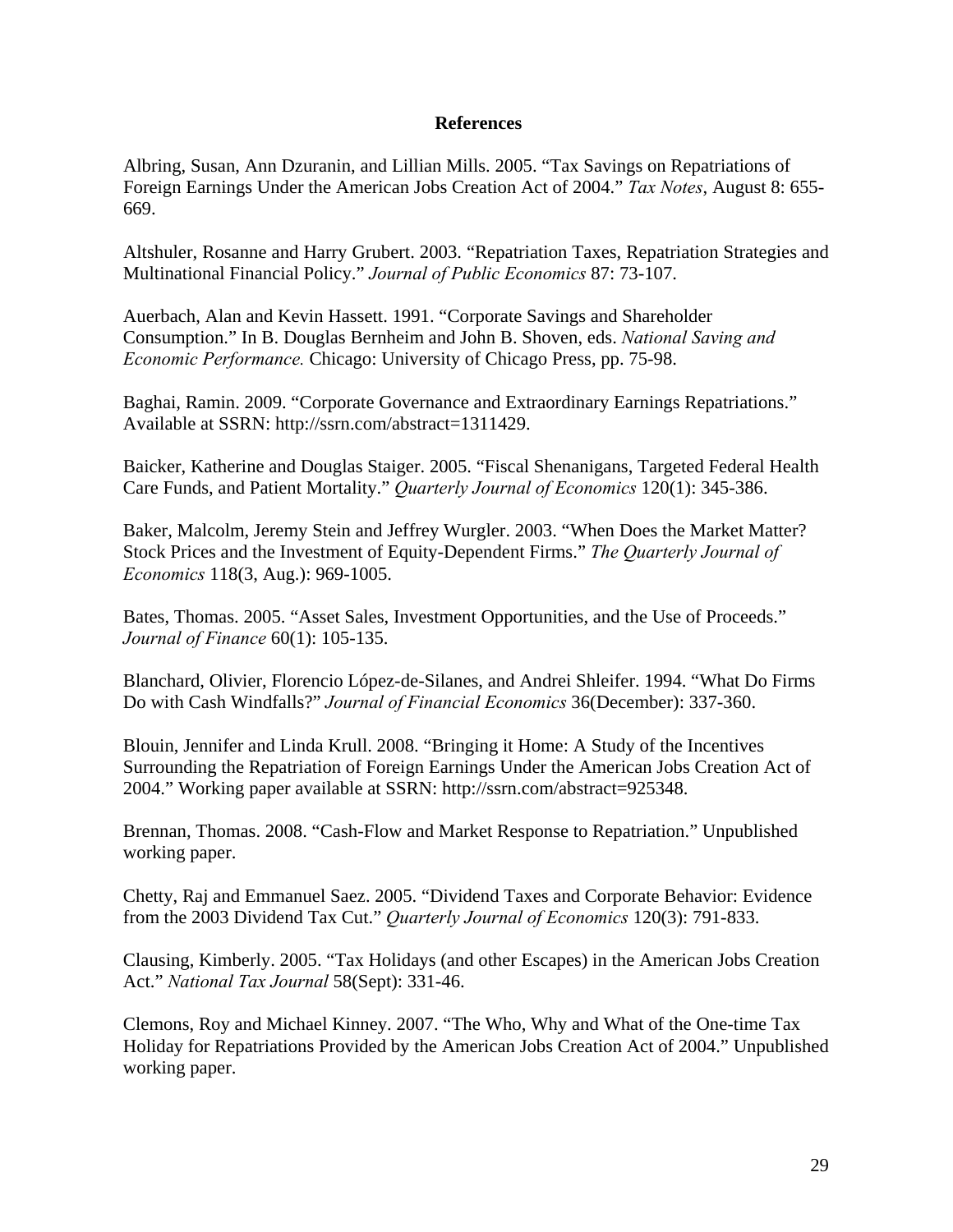# References

Albring, Susan, Ann Dzuranin, and Lillian Mills. 2005. "Tax Savings on Repatriations of Foreign Earnings Under the American Jobs Creation Act of 2004." *Tax Notes*, August 8: 655-669.

Altshuler, Rosanne and Harry Grubert. 2003. "Repatriation Taxes, Repatriation Strategies and Multinational Financial Policy." *Journal of Public Economics* 87: 73-107.

Auerbach, Alan and Kevin Hassett. 1991. "Corporate Savings and Shareholder Consumption." In B. Douglas Bernheim and John B. Shoven, eds. *National Saving and Economic Performance.* Chicago: University of Chicago Press, pp. 75-98.

Baghai, Ramin. 2009. "Corporate Governance and Extraordinary Earnings Repatriations." Available at SSRN: http://ssrn.com/abstract=1311429.

Baicker, Katherine and Douglas Staiger. 2005. "Fiscal Shenanigans, Targeted Federal Health Care Funds, and Patient Mortality." *Quarterly Journal of Economics* 120(1): 345-386.

Baker, Malcolm, Jeremy Stein and Jeffrey Wurgler. 2003. "When Does the Market Matter? Stock Prices and the Investment of Equity-Dependent Firms." *The Quarterly Journal of Economics* 118(3, Aug.): 969-1005.

Bates, Thomas. 2005. "Asset Sales, Investment Opportunities, and the Use of Proceeds." *Journal of Finance* 60(1): 105-135.

Blanchard, Olivier, Florencio López-de-Silanes, and Andrei Shleifer. 1994. "What Do Firms Do with Cash Windfalls?" *Journal of Financial Economics* 36(December): 337-360.

Blouin, Jennifer and Linda Krull. 2008. "Bringing it Home: A Study of the Incentives Surrounding the Repatriation of Foreign Earnings Under the American Jobs Creation Act of 2004." Working paper available at SSRN: http://ssrn.com/abstract=925348.

Brennan, Thomas. 2008. "Cash-Flow and Market Response to Repatriation." Unpublished working paper.

Chetty, Raj and Emmanuel Saez. 2005. "Dividend Taxes and Corporate Behavior: Evidence from the 2003 Dividend Tax Cut." *Quarterly Journal of Economics* 120(3): 791-833.

Clausing, Kimberly. 2005. "Tax Holidays (and other Escapes) in the American Jobs Creation Act." *National Tax Journal* 58(Sept): 331-46.

Clemons, Roy and Michael Kinney. 2007. "The Who, Why and What of the One-time Tax Holiday for Repatriations Provided by the American Jobs Creation Act of 2004." Unpublished working paper.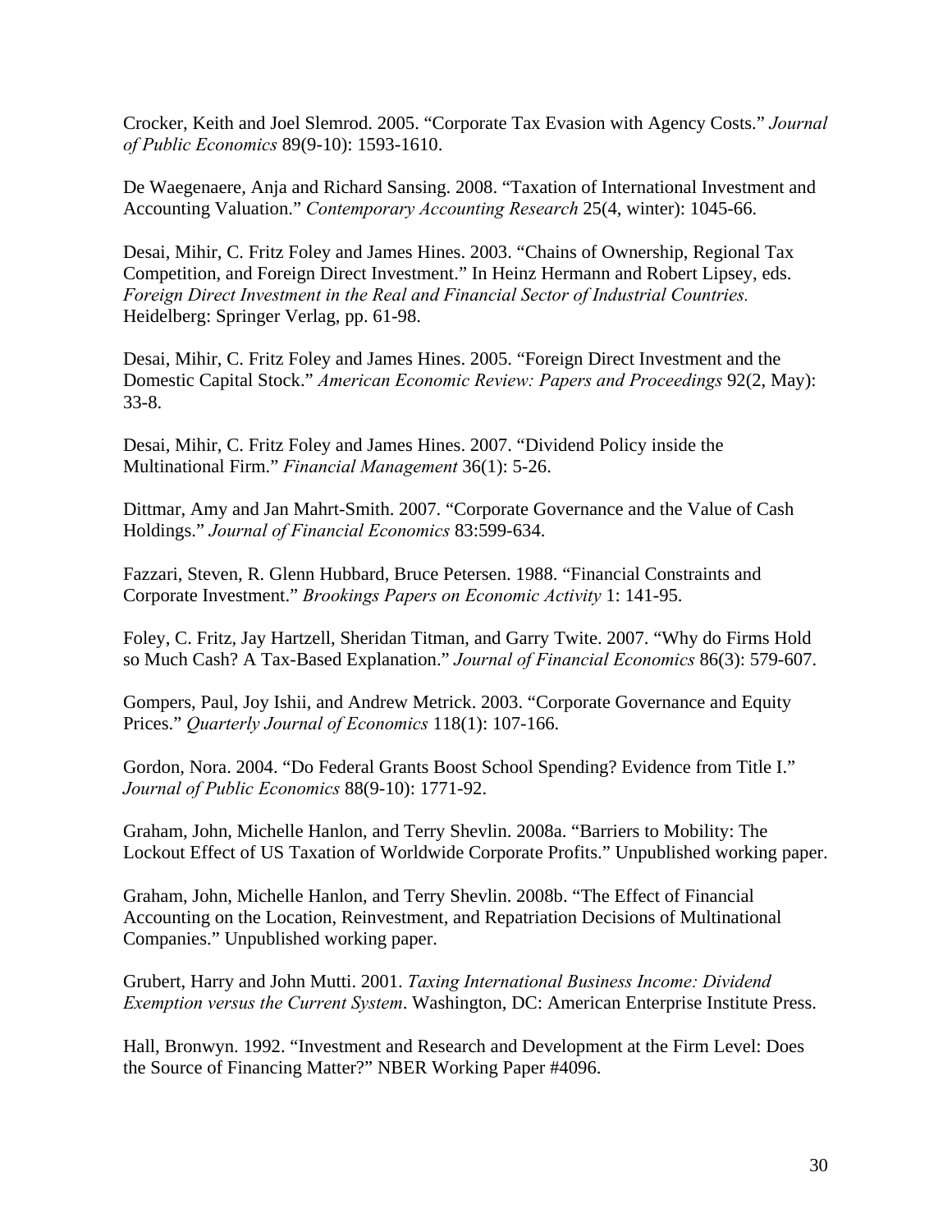Crocker, Keith and Joel Slemrod. 2005. "Corporate Tax Evasion with Agency Costs." *Journal of Public Economics* 89(9-10): 1593-1610.

De Waegenaere, Anja and Richard Sansing. 2008. "Taxation of International Investment and Accounting Valuation." *Contemporary Accounting Research* 25(4, winter): 1045-66.

Desai, Mihir, C. Fritz Foley and James Hines. 2003. "Chains of Ownership, Regional Tax Competition, and Foreign Direct Investment." In Heinz Hermann and Robert Lipsey, eds. *Foreign Direct Investment in the Real and Financial Sector of Industrial Countries.* Heidelberg: Springer Verlag, pp. 61-98.

Desai, Mihir, C. Fritz Foley and James Hines. 2005. "Foreign Direct Investment and the Domestic Capital Stock." *American Economic Review: Papers and Proceedings* 92(2, May): 33-8.

Desai, Mihir, C. Fritz Foley and James Hines. 2007. "Dividend Policy inside the Multinational Firm." *Financial Management* 36(1): 5-26.

Dittmar, Amy and Jan Mahrt-Smith. 2007. "Corporate Governance and the Value of Cash Holdings." *Journal of Financial Economics* 83:599-634.

Fazzari, Steven, R. Glenn Hubbard, Bruce Petersen. 1988. "Financial Constraints and Corporate Investment." *Brookings Papers on Economic Activity* 1: 141-95.

Foley, C. Fritz, Jay Hartzell, Sheridan Titman, and Garry Twite. 2007. "Why do Firms Hold so Much Cash? A Tax-Based Explanation." *Journal of Financial Economics* 86(3): 579-607.

Gompers, Paul, Joy Ishii, and Andrew Metrick. 2003. "Corporate Governance and Equity Prices." *Quarterly Journal of Economics* 118(1): 107-166.

Gordon, Nora. 2004. "Do Federal Grants Boost School Spending? Evidence from Title I." *Journal of Public Economics* 88(9-10): 1771-92.

Graham, John, Michelle Hanlon, and Terry Shevlin. 2008a. "Barriers to Mobility: The Lockout Effect of US Taxation of Worldwide Corporate Profits." Unpublished working paper.

Graham, John, Michelle Hanlon, and Terry Shevlin. 2008b. "The Effect of Financial Accounting on the Location, Reinvestment, and Repatriation Decisions of Multinational Companies." Unpublished working paper.

Grubert, Harry and John Mutti. 2001. *Taxing International Business Income: Dividend Exemption versus the Current System*. Washington, DC: American Enterprise Institute Press.

Hall, Bronwyn. 1992. "Investment and Research and Development at the Firm Level: Does the Source of Financing Matter?" NBER Working Paper #4096.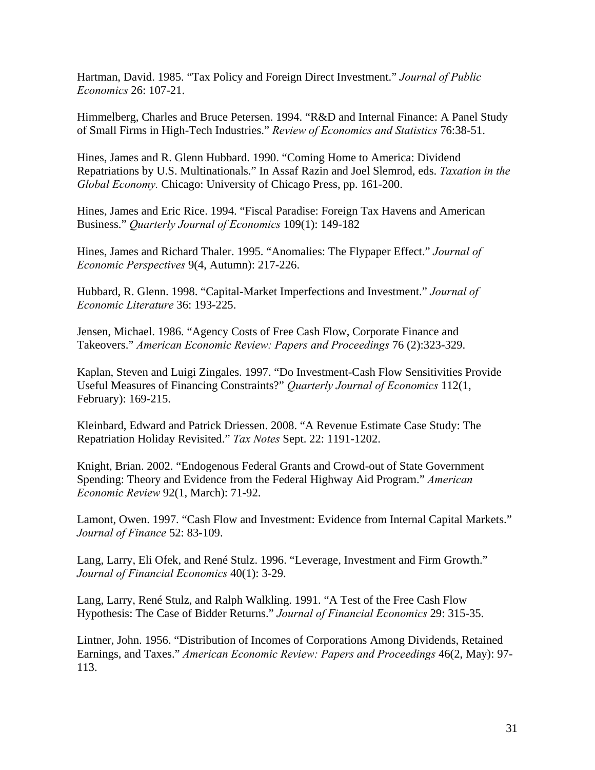Hartman, David. 1985. "Tax Policy and Foreign Direct Investment." *Journal of Public Economics* 26: 107-21.

Himmelberg, Charles and Bruce Petersen. 1994. "R&D and Internal Finance: A Panel Study of Small Firms in High-Tech Industries." *Review of Economics and Statistics* 76:38-51.

Hines, James and R. Glenn Hubbard. 1990. "Coming Home to America: Dividend Repatriations by U.S. Multinationals." In Assaf Razin and Joel Slemrod, eds. *Taxation in the Global Economy.* Chicago: University of Chicago Press, pp. 161-200.

Hines, James and Eric Rice. 1994. "Fiscal Paradise: Foreign Tax Havens and American Business." *Quarterly Journal of Economics* 109(1): 149-182

Hines, James and Richard Thaler. 1995. "Anomalies: The Flypaper Effect." *Journal of Economic Perspectives* 9(4, Autumn): 217-226.

Hubbard, R. Glenn. 1998. "Capital-Market Imperfections and Investment." *Journal of Economic Literature* 36: 193-225.

Jensen, Michael. 1986. "Agency Costs of Free Cash Flow, Corporate Finance and Takeovers." *American Economic Review: Papers and Proceedings* 76 (2):323-329.

Kaplan, Steven and Luigi Zingales. 1997. "Do Investment-Cash Flow Sensitivities Provide Useful Measures of Financing Constraints?" *Quarterly Journal of Economics* 112(1, February): 169-215.

Kleinbard, Edward and Patrick Driessen. 2008. "A Revenue Estimate Case Study: The Repatriation Holiday Revisited." *Tax Notes* Sept. 22: 1191-1202.

Knight, Brian. 2002. "Endogenous Federal Grants and Crowd-out of State Government Spending: Theory and Evidence from the Federal Highway Aid Program." *American Economic Review* 92(1, March): 71-92.

Lamont, Owen. 1997. "Cash Flow and Investment: Evidence from Internal Capital Markets." *Journal of Finance* 52: 83-109.

Lang, Larry, Eli Ofek, and René Stulz. 1996. "Leverage, Investment and Firm Growth." *Journal of Financial Economics* 40(1): 3-29.

Lang, Larry, René Stulz, and Ralph Walkling. 1991. "A Test of the Free Cash Flow Hypothesis: The Case of Bidder Returns." *Journal of Financial Economics* 29: 315-35.

Lintner, John. 1956. "Distribution of Incomes of Corporations Among Dividends, Retained Earnings, and Taxes." *American Economic Review: Papers and Proceedings* 46(2, May): 97-113.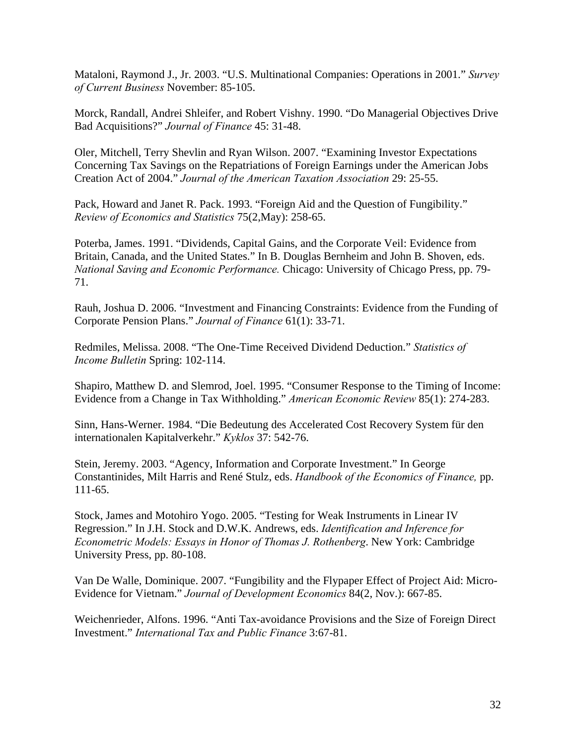Mataloni, Raymond J., Jr. 2003. "U.S. Multinational Companies: Operations in 2001." *Survey of Current Business* November: 85-105.

Morck, Randall, Andrei Shleifer, and Robert Vishny. 1990. "Do Managerial Objectives Drive Bad Acquisitions?" *Journal of Finance* 45: 31-48.

Oler, Mitchell, Terry Shevlin and Ryan Wilson. 2007. "Examining Investor Expectations Concerning Tax Savings on the Repatriations of Foreign Earnings under the American Jobs Creation Act of 2004." *Journal of the American Taxation Association* 29: 25-55.

Pack, Howard and Janet R. Pack. 1993. "Foreign Aid and the Question of Fungibility." *Review of Economics and Statistics* 75(2,May): 258-65.

Poterba, James. 1991. "Dividends, Capital Gains, and the Corporate Veil: Evidence from Britain, Canada, and the United States." In B. Douglas Bernheim and John B. Shoven, eds. *National Saving and Economic Performance.* Chicago: University of Chicago Press, pp. 79-71.

Rauh, Joshua D. 2006. "Investment and Financing Constraints: Evidence from the Funding of Corporate Pension Plans." *Journal of Finance* 61(1): 33-71.

Redmiles, Melissa. 2008. "The One-Time Received Dividend Deduction." *Statistics of Income Bulletin* Spring: 102-114.

Shapiro, Matthew D. and Slemrod, Joel. 1995. "Consumer Response to the Timing of Income: Evidence from a Change in Tax Withholding." *American Economic Review* 85(1): 274-283.

Sinn, Hans-Werner. 1984. "Die Bedeutung des Accelerated Cost Recovery System für den internationalen Kapitalverkehr." *Kyklos* 37: 542-76.

Stein, Jeremy. 2003. "Agency, Information and Corporate Investment." In George Constantinides, Milt Harris and René Stulz, eds. *Handbook of the Economics of Finance,* pp. 111-65.

Stock, James and Motohiro Yogo. 2005. "Testing for Weak Instruments in Linear IV Regression." In J.H. Stock and D.W.K. Andrews, eds. *Identification and Inference for Econometric Models: Essays in Honor of Thomas J. Rothenberg*. New York: Cambridge University Press, pp. 80-108.

Van De Walle, Dominique. 2007. "Fungibility and the Flypaper Effect of Project Aid: Micro-Evidence for Vietnam." *Journal of Development Economics* 84(2, Nov.): 667-85.

Weichenrieder, Alfons. 1996. "Anti Tax-avoidance Provisions and the Size of Foreign Direct Investment." *International Tax and Public Finance* 3:67-81.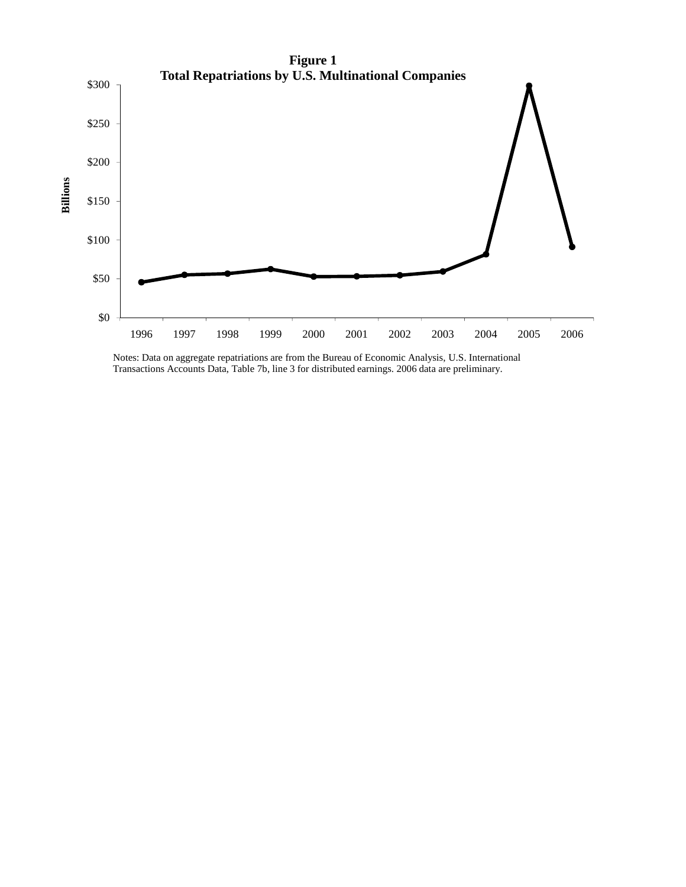**Figure 1**
**Total Repatriations by U.S. Multinational Companies**

Notes: Data on aggregate repatriations are from the Bureau of Economic Analysis, U.S. International Transactions Accounts Data, Table 7b, line 3 for distributed earnings. 2006 data are preliminary.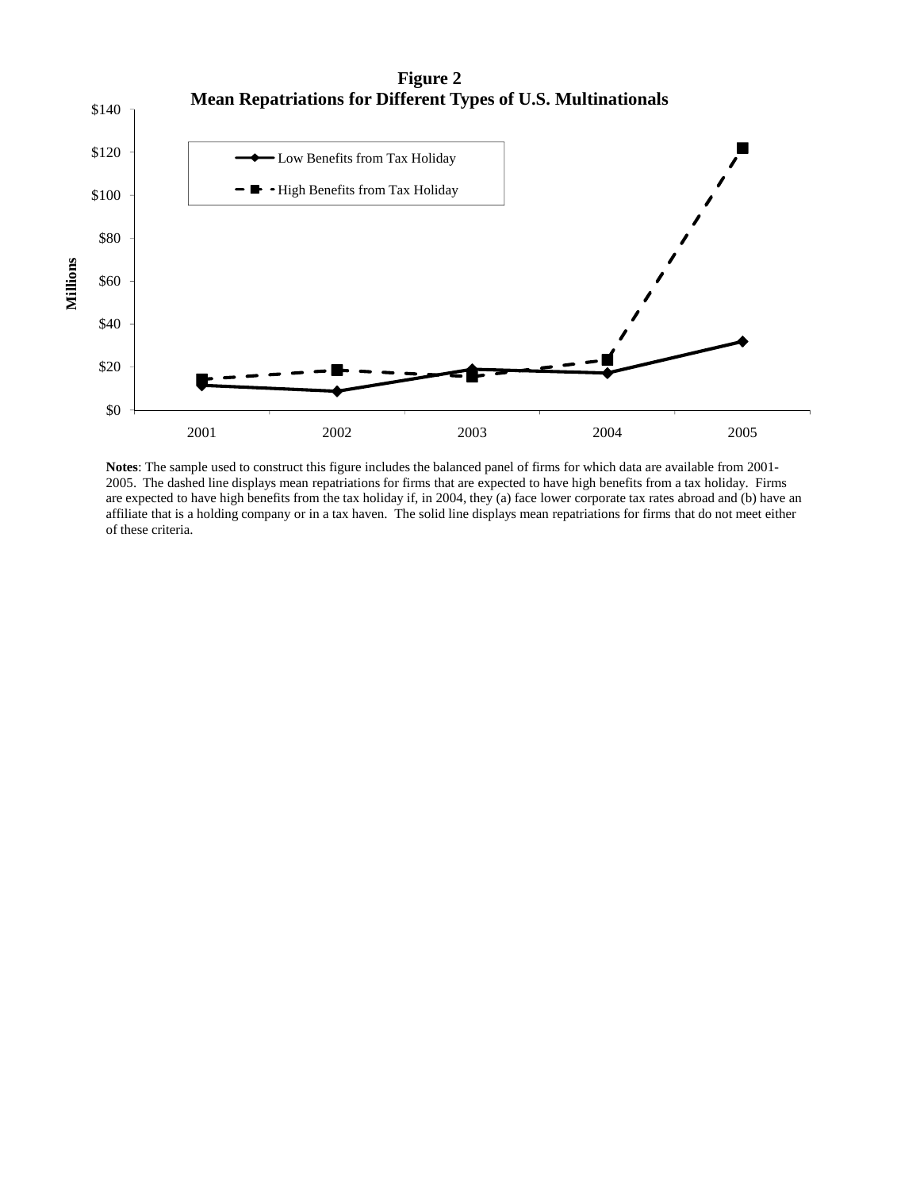**Figure 2**
**Mean Repatriations for Different Types of U.S. Multinationals**

**Notes**: The sample used to construct this figure includes the balanced panel of firms for which data are available from 2001-2005. The dashed line displays mean repatriations for firms that are expected to have high benefits from a tax holiday. Firms are expected to have high benefits from the tax holiday if, in 2004, they (a) face lower corporate tax rates abroad and (b) have an affiliate that is a holding company or in a tax haven. The solid line displays mean repatriations for firms that do not meet either of these criteria.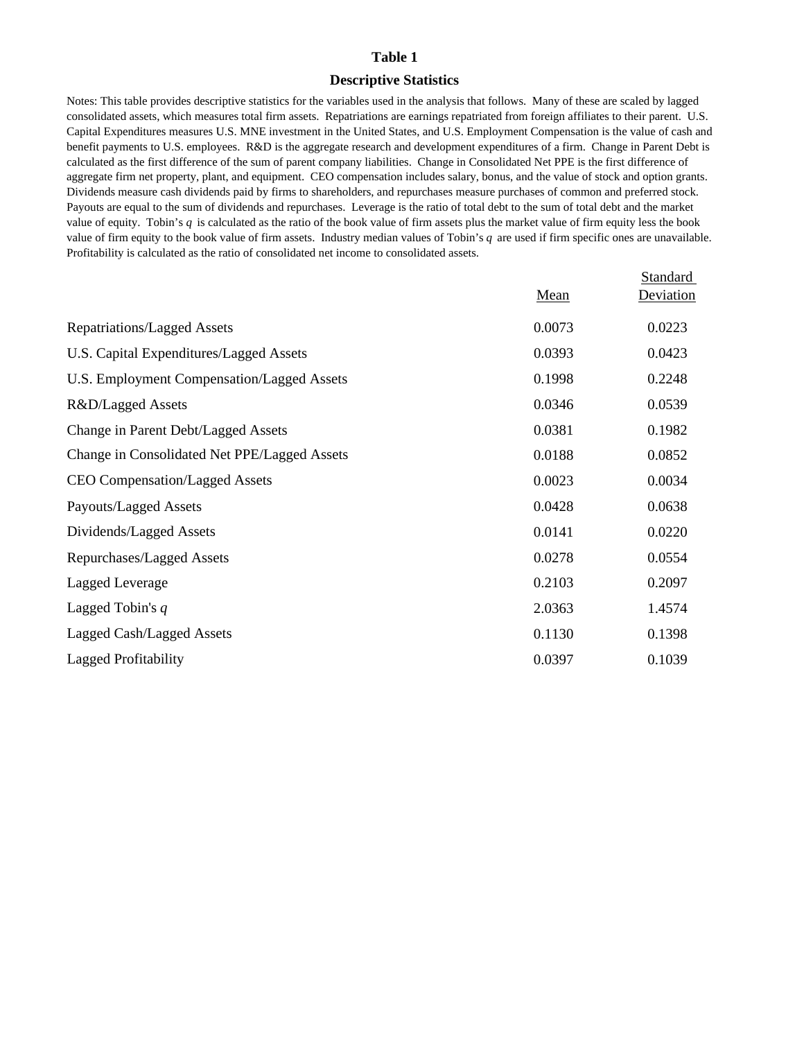# Table 1

## Descriptive Statistics

Notes: This table provides descriptive statistics for the variables used in the analysis that follows. Many of these are scaled by lagged consolidated assets, which measures total firm assets. Repatriations are earnings repatriated from foreign affiliates to their parent. U.S. Capital Expenditures measures U.S. MNE investment in the United States, and U.S. Employment Compensation is the value of cash and benefit payments to U.S. employees. R&D is the aggregate research and development expenditures of a firm. Change in Parent Debt is calculated as the first difference of the sum of parent company liabilities. Change in Consolidated Net PPE is the first difference of aggregate firm net property, plant, and equipment. CEO compensation includes salary, bonus, and the value of stock and option grants. Dividends measure cash dividends paid by firms to shareholders, and repurchases measure purchases of common and preferred stock. Payouts are equal to the sum of dividends and repurchases. Leverage is the ratio of total debt to the sum of total debt and the market value of equity. Tobin's $q$ is calculated as the ratio of the book value of firm assets plus the market value of firm equity less the book value of firm equity to the book value of firm assets. Industry median values of Tobin's $q$ are used if firm specific ones are unavailable. Profitability is calculated as the ratio of consolidated net income to consolidated assets.

| | Mean | Standard Deviation |
|---|---|---|
| Repatriations/Lagged Assets | 0.0073 | 0.0223 |
| U.S. Capital Expenditures/Lagged Assets | 0.0393 | 0.0423 |
| U.S. Employment Compensation/Lagged Assets | 0.1998 | 0.2248 |
| R&D/Lagged Assets | 0.0346 | 0.0539 |
| Change in Parent Debt/Lagged Assets | 0.0381 | 0.1982 |
| Change in Consolidated Net PPE/Lagged Assets | 0.0188 | 0.0852 |
| CEO Compensation/Lagged Assets | 0.0023 | 0.0034 |
| Payouts/Lagged Assets | 0.0428 | 0.0638 |
| Dividends/Lagged Assets | 0.0141 | 0.0220 |
| Repurchases/Lagged Assets | 0.0278 | 0.0554 |
| Lagged Leverage | 0.2103 | 0.2097 |
| Lagged Tobin's $q$ | 2.0363 | 1.4574 |
| Lagged Cash/Lagged Assets | 0.1130 | 0.1398 |
| Lagged Profitability | 0.0397 | 0.1039 |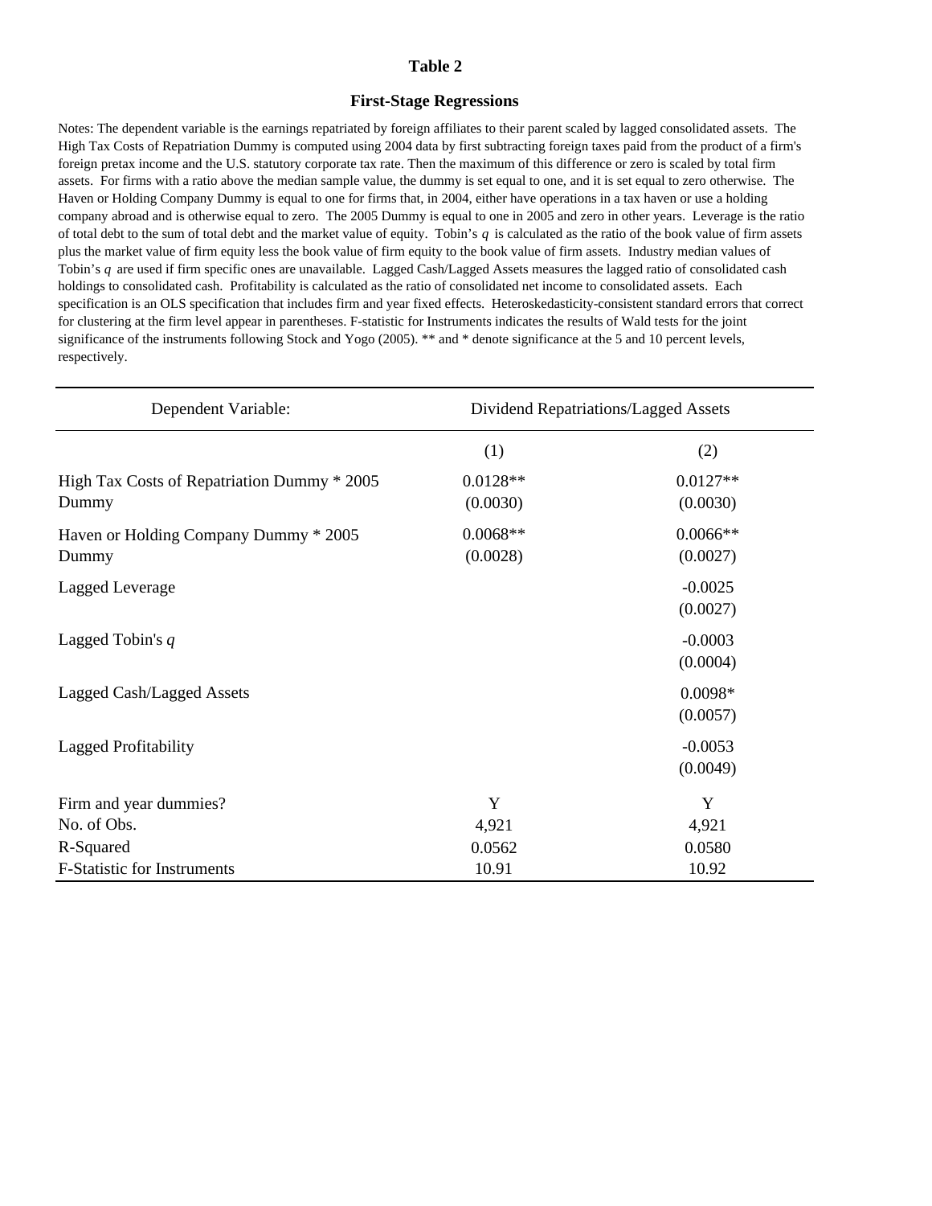# Table 2

## First-Stage Regressions

Notes: The dependent variable is the earnings repatriated by foreign affiliates to their parent scaled by lagged consolidated assets. The High Tax Costs of Repatriation Dummy is computed using 2004 data by first subtracting foreign taxes paid from the product of a firm's foreign pretax income and the U.S. statutory corporate tax rate. Then the maximum of this difference or zero is scaled by total firm assets. For firms with a ratio above the median sample value, the dummy is set equal to one, and it is set equal to zero otherwise. The Haven or Holding Company Dummy is equal to one for firms that, in 2004, either have operations in a tax haven or use a holding company abroad and is otherwise equal to zero. The 2005 Dummy is equal to one in 2005 and zero in other years. Leverage is the ratio of total debt to the sum of total debt and the market value of equity. Tobin's $q$ is calculated as the ratio of the book value of firm assets plus the market value of firm equity less the book value of firm equity to the book value of firm assets. Industry median values of Tobin's $q$ are used if firm specific ones are unavailable. Lagged Cash/Lagged Assets measures the lagged ratio of consolidated cash holdings to consolidated cash. Profitability is calculated as the ratio of consolidated net income to consolidated assets. Each specification is an OLS specification that includes firm and year fixed effects. Heteroskedasticity-consistent standard errors that correct for clustering at the firm level appear in parentheses. F-statistic for Instruments indicates the results of Wald tests for the joint significance of the instruments following Stock and Yogo (2005). ** and * denote significance at the 5 and 10 percent levels, respectively.

| Dependent Variable: | Dividend Repatriations/Lagged Assets | |
|---|---|---|
| | (1) | (2) |
| High Tax Costs of Repatriation Dummy * 2005 Dummy | 0.0128** | 0.0127** |
| | (0.0030) | (0.0030) |
| Haven or Holding Company Dummy * 2005 Dummy | 0.0068** | 0.0066** |
| | (0.0028) | (0.0027) |
| Lagged Leverage | | -0.0025 |
| | | (0.0027) |
| Lagged Tobin's $q$ | | -0.0003 |
| | | (0.0004) |
| Lagged Cash/Lagged Assets | | 0.0098* |
| | | (0.0057) |
| Lagged Profitability | | -0.0053 |
| | | (0.0049) |
| Firm and year dummies? | Y | Y |
| No. of Obs. | 4,921 | 4,921 |
| R-Squared | 0.0562 | 0.0580 |
| F-Statistic for Instruments | 10.91 | 10.92 |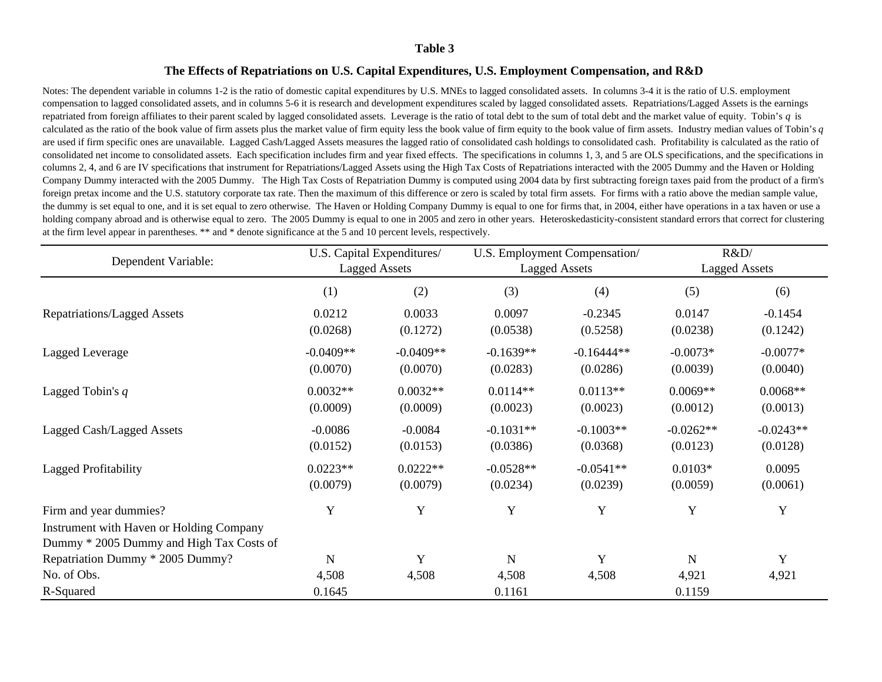# Table 3

## The Effects of Repatriations on U.S. Capital Expenditures, U.S. Employment Compensation, and R&D

Notes: The dependent variable in columns 1-2 is the ratio of domestic capital expenditures by U.S. MNEs to lagged consolidated assets. In columns 3-4 it is the ratio of U.S. employment compensation to lagged consolidated assets, and in columns 5-6 it is research and development expenditures scaled by lagged consolidated assets. Repatriations/Lagged Assets is the earnings repatriated from foreign affiliates to their parent scaled by lagged consolidated assets. Leverage is the ratio of total debt to the sum of total debt and the market value of equity. Tobin's $q$ is calculated as the ratio of the book value of firm assets plus the market value of firm equity less the book value of firm equity to the book value of firm assets. Industry median values of Tobin's $q$ are used if firm specific ones are unavailable. Lagged Cash/Lagged Assets measures the lagged ratio of consolidated cash holdings to consolidated cash. Profitability is calculated as the ratio of consolidated net income to consolidated assets. Each specification includes firm and year fixed effects. The specifications in columns 1, 3, and 5 are OLS specifications, and the specifications in columns 2, 4, and 6 are IV specifications that instrument for Repatriations/Lagged Assets using the High Tax Costs of Repatriations interacted with the 2005 Dummy and the Haven or Holding Company Dummy interacted with the 2005 Dummy. The High Tax Costs of Repatriation Dummy is computed using 2004 data by first subtracting foreign taxes paid from the product of a firm's foreign pretax income and the U.S. statutory corporate tax rate. Then the maximum of this difference or zero is scaled by total firm assets. For firms with a ratio above the median sample value, the dummy is set equal to one, and it is set equal to zero otherwise. The Haven or Holding Company Dummy is equal to one for firms that, in 2004, either have operations in a tax haven or use a holding company abroad and is otherwise equal to zero. The 2005 Dummy is equal to one in 2005 and zero in other years. Heteroskedasticity-consistent standard errors that correct for clustering at the firm level appear in parentheses. ** and * denote significance at the 5 and 10 percent levels, respectively.

| Dependent Variable: | U.S. Capital Expenditures/ Lagged Assets | | U.S. Employment Compensation/ Lagged Assets | | R&D/ Lagged Assets | |
|---|---|---|---|---|---|---|
| | (1) | (2) | (3) | (4) | (5) | (6) |
| Repatriations/Lagged Assets | 0.0212 | 0.0033 | 0.0097 | -0.2345 | 0.0147 | -0.1454 |
| | (0.0268) | (0.1272) | (0.0538) | (0.5258) | (0.0238) | (0.1242) |
| Lagged Leverage | -0.0409** | -0.0409** | -0.1639** | -0.16444** | -0.0073* | -0.0077* |
| | (0.0070) | (0.0070) | (0.0283) | (0.0286) | (0.0039) | (0.0040) |
| Lagged Tobin's $q$ | 0.0032** | 0.0032** | 0.0114** | 0.0113** | 0.0069** | 0.0068** |
| | (0.0009) | (0.0009) | (0.0023) | (0.0023) | (0.0012) | (0.0013) |
| Lagged Cash/Lagged Assets | -0.0086 | -0.0084 | -0.1031** | -0.1003** | -0.0262** | -0.0243** |
| | (0.0152) | (0.0153) | (0.0386) | (0.0368) | (0.0123) | (0.0128) |
| Lagged Profitability | 0.0223** | 0.0222** | -0.0528** | -0.0541** | 0.0103* | 0.0095 |
| | (0.0079) | (0.0079) | (0.0234) | (0.0239) | (0.0059) | (0.0061) |
| Firm and year dummies? | Y | Y | Y | Y | Y | Y |
| Instrument with Haven or Holding Company Dummy * 2005 Dummy and High Tax Costs of Repatriation Dummy * 2005 Dummy? | N | Y | N | Y | N | Y |
| No. of Obs. | 4,508 | 4,508 | 4,508 | 4,508 | 4,921 | 4,921 |
| R-Squared | 0.1645 | | 0.1161 | | 0.1159 | |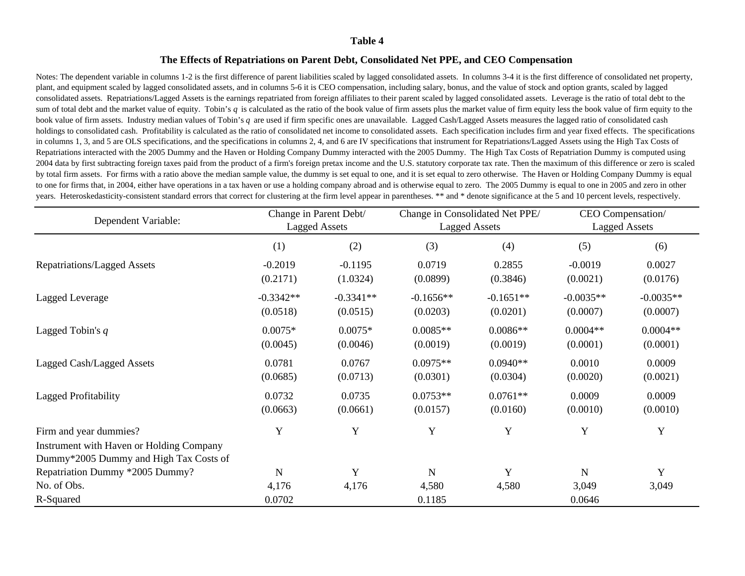# Table 4

## The Effects of Repatriations on Parent Debt, Consolidated Net PPE, and CEO Compensation

Notes: The dependent variable in columns 1-2 is the first difference of parent liabilities scaled by lagged consolidated assets. In columns 3-4 it is the first difference of consolidated net property, plant, and equipment scaled by lagged consolidated assets, and in columns 5-6 it is CEO compensation, including salary, bonus, and the value of stock and option grants, scaled by lagged consolidated assets. Repatriations/Lagged Assets is the earnings repatriated from foreign affiliates to their parent scaled by lagged consolidated assets. Leverage is the ratio of total debt to the sum of total debt and the market value of equity. Tobin's *q* is calculated as the ratio of the book value of firm assets plus the market value of firm equity less the book value of firm equity to the book value of firm assets. Industry median values of Tobin's *q* are used if firm specific ones are unavailable. Lagged Cash/Lagged Assets measures the lagged ratio of consolidated cash holdings to consolidated cash. Profitability is calculated as the ratio of consolidated net income to consolidated assets. Each specification includes firm and year fixed effects. The specifications in columns 1, 3, and 5 are OLS specifications, and the specifications in columns 2, 4, and 6 are IV specifications that instrument for Repatriations/Lagged Assets using the High Tax Costs of Repatriations interacted with the 2005 Dummy and the Haven or Holding Company Dummy interacted with the 2005 Dummy. The High Tax Costs of Repatriation Dummy is computed using 2004 data by first subtracting foreign taxes paid from the product of a firm's foreign pretax income and the U.S. statutory corporate tax rate. Then the maximum of this difference or zero is scaled by total firm assets. For firms with a ratio above the median sample value, the dummy is set equal to one, and it is set equal to zero otherwise. The Haven or Holding Company Dummy is equal to one for firms that, in 2004, either have operations in a tax haven or use a holding company abroad and is otherwise equal to zero. The 2005 Dummy is equal to one in 2005 and zero in other years. Heteroskedasticity-consistent standard errors that correct for clustering at the firm level appear in parentheses. ** and * denote significance at the 5 and 10 percent levels, respectively.

| Dependent Variable: | Change in Parent Debt/ Lagged Assets | | Change in Consolidated Net PPE/ Lagged Assets | | CEO Compensation/ Lagged Assets | |
|---|---|---|---|---|---|---|
| | (1) | (2) | (3) | (4) | (5) | (6) |
| Repatriations/Lagged Assets | -0.2019 | -0.1195 | 0.0719 | 0.2855 | -0.0019 | 0.0027 |
| | (0.2171) | (1.0324) | (0.0899) | (0.3846) | (0.0021) | (0.0176) |
| Lagged Leverage | -0.3342** | -0.3341** | -0.1656** | -0.1651** | -0.0035** | -0.0035** |
| | (0.0518) | (0.0515) | (0.0203) | (0.0201) | (0.0007) | (0.0007) |
| Lagged Tobin's *q* | 0.0075* | 0.0075* | 0.0085** | 0.0086** | 0.0004** | 0.0004** |
| | (0.0045) | (0.0046) | (0.0019) | (0.0019) | (0.0001) | (0.0001) |
| Lagged Cash/Lagged Assets | 0.0781 | 0.0767 | 0.0975** | 0.0940** | 0.0010 | 0.0009 |
| | (0.0685) | (0.0713) | (0.0301) | (0.0304) | (0.0020) | (0.0021) |
| Lagged Profitability | 0.0732 | 0.0735 | 0.0753** | 0.0761** | 0.0009 | 0.0009 |
| | (0.0663) | (0.0661) | (0.0157) | (0.0160) | (0.0010) | (0.0010) |
| Firm and year dummies? | Y | Y | Y | Y | Y | Y |
| Instrument with Haven or Holding Company Dummy*2005 Dummy and High Tax Costs of Repatriation Dummy *2005 Dummy? | N | Y | N | Y | N | Y |
| No. of Obs. | 4,176 | 4,176 | 4,580 | 4,580 | 3,049 | 3,049 |
| R-Squared | 0.0702 | | 0.1185 | | 0.0646 | |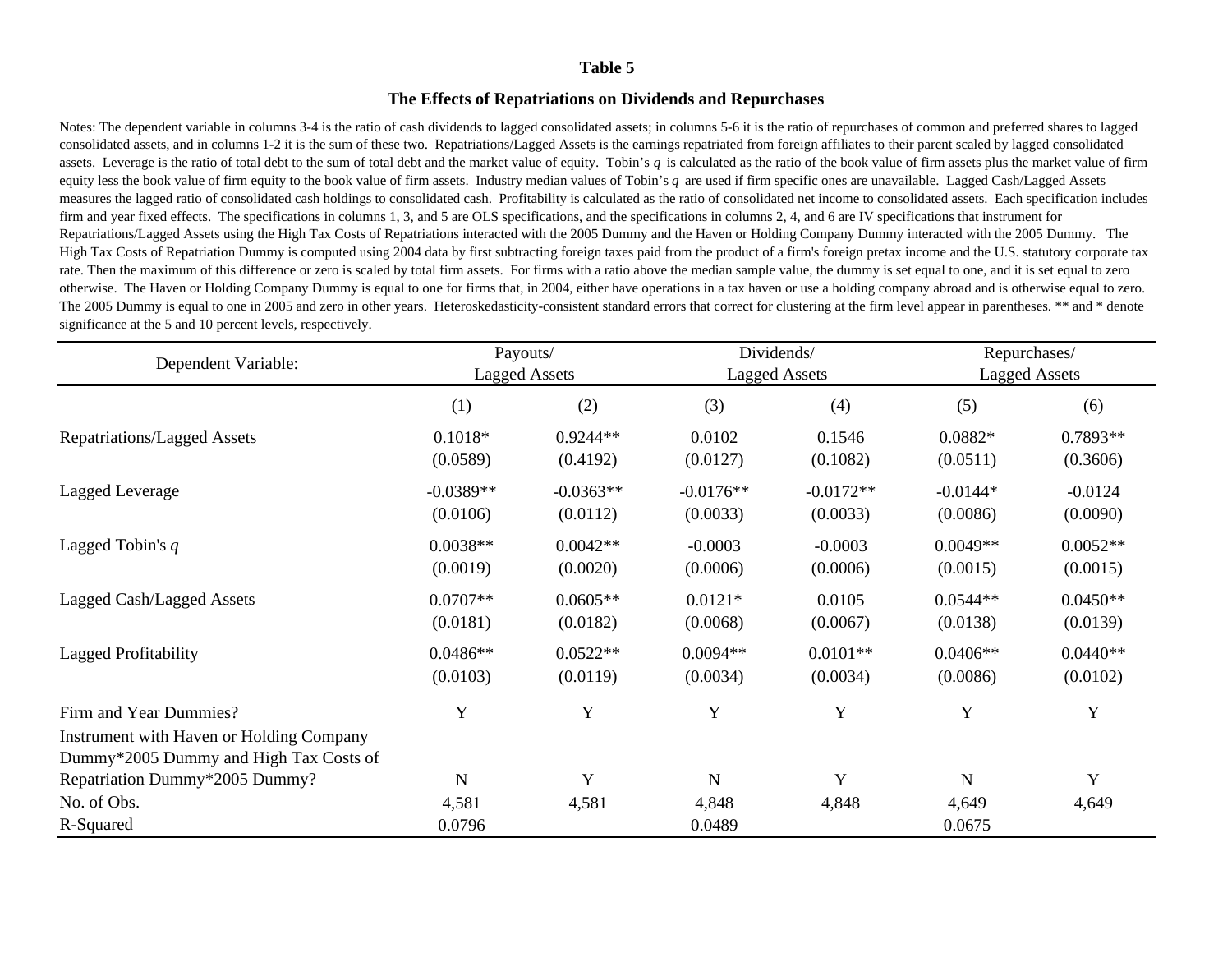**Table 5**

**The Effects of Repatriations on Dividends and Repurchases**

Notes: The dependent variable in columns 3-4 is the ratio of cash dividends to lagged consolidated assets; in columns 5-6 it is the ratio of repurchases of common and preferred shares to lagged consolidated assets, and in columns 1-2 it is the sum of these two. Repatriations/Lagged Assets is the earnings repatriated from foreign affiliates to their parent scaled by lagged consolidated assets. Leverage is the ratio of total debt to the sum of total debt and the market value of equity. Tobin's $q$ is calculated as the ratio of the book value of firm assets plus the market value of firm equity less the book value of firm equity to the book value of firm assets. Industry median values of Tobin's $q$ are used if firm specific ones are unavailable. Lagged Cash/Lagged Assets measures the lagged ratio of consolidated cash holdings to consolidated cash. Profitability is calculated as the ratio of consolidated net income to consolidated assets. Each specification includes firm and year fixed effects. The specifications in columns 1, 3, and 5 are OLS specifications, and the specifications in columns 2, 4, and 6 are IV specifications that instrument for Repatriations/Lagged Assets using the High Tax Costs of Repatriations interacted with the 2005 Dummy and the Haven or Holding Company Dummy interacted with the 2005 Dummy. The High Tax Costs of Repatriation Dummy is computed using 2004 data by first subtracting foreign taxes paid from the product of a firm's foreign pretax income and the U.S. statutory corporate tax rate. Then the maximum of this difference or zero is scaled by total firm assets. For firms with a ratio above the median sample value, the dummy is set equal to one, and it is set equal to zero otherwise. The Haven or Holding Company Dummy is equal to one for firms that, in 2004, either have operations in a tax haven or use a holding company abroad and is otherwise equal to zero. The 2005 Dummy is equal to one in 2005 and zero in other years. Heteroskedasticity-consistent standard errors that correct for clustering at the firm level appear in parentheses. ** and * denote significance at the 5 and 10 percent levels, respectively.

| Dependent Variable: | Payouts/ Lagged Assets | | Dividends/ Lagged Assets | | Repurchases/ Lagged Assets | |
|---|---|---|---|---|---|---|
| | (1) | (2) | (3) | (4) | (5) | (6) |
| Repatriations/Lagged Assets | 0.1018* | 0.9244** | 0.0102 | 0.1546 | 0.0882* | 0.7893** |
| | (0.0589) | (0.4192) | (0.0127) | (0.1082) | (0.0511) | (0.3606) |
| Lagged Leverage | -0.0389** | -0.0363** | -0.0176** | -0.0172** | -0.0144* | -0.0124 |
| | (0.0106) | (0.0112) | (0.0033) | (0.0033) | (0.0086) | (0.0090) |
| Lagged Tobin's $q$ | 0.0038** | 0.0042** | -0.0003 | -0.0003 | 0.0049** | 0.0052** |
| | (0.0019) | (0.0020) | (0.0006) | (0.0006) | (0.0015) | (0.0015) |
| Lagged Cash/Lagged Assets | 0.0707** | 0.0605** | 0.0121* | 0.0105 | 0.0544** | 0.0450** |
| | (0.0181) | (0.0182) | (0.0068) | (0.0067) | (0.0138) | (0.0139) |
| Lagged Profitability | 0.0486** | 0.0522** | 0.0094** | 0.0101** | 0.0406** | 0.0440** |
| | (0.0103) | (0.0119) | (0.0034) | (0.0034) | (0.0086) | (0.0102) |
| Firm and Year Dummies? | Y | Y | Y | Y | Y | Y |
| Instrument with Haven or Holding Company Dummy*2005 Dummy and High Tax Costs of Repatriation Dummy*2005 Dummy? | N | Y | N | Y | N | Y |
| No. of Obs. | 4,581 | 4,581 | 4,848 | 4,848 | 4,649 | 4,649 |
| R-Squared | 0.0796 | | 0.0489 | | 0.0675 | |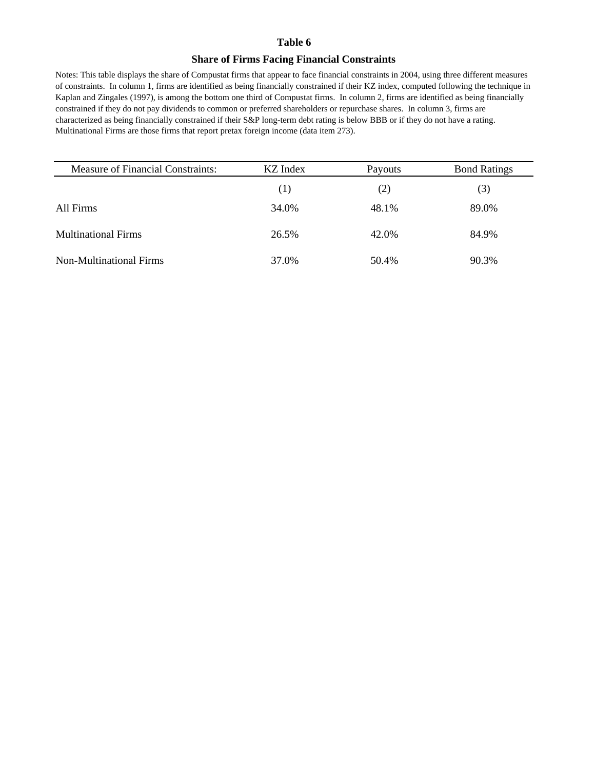# Table 6

## Share of Firms Facing Financial Constraints

Notes: This table displays the share of Compustat firms that appear to face financial constraints in 2004, using three different measures of constraints. In column 1, firms are identified as being financially constrained if their KZ index, computed following the technique in Kaplan and Zingales (1997), is among the bottom one third of Compustat firms. In column 2, firms are identified as being financially constrained if they do not pay dividends to common or preferred shareholders or repurchase shares. In column 3, firms are characterized as being financially constrained if their S&P long-term debt rating is below BBB or if they do not have a rating. Multinational Firms are those firms that report pretax foreign income (data item 273).

| Measure of Financial Constraints: | KZ Index | Payouts | Bond Ratings |
|---|---|---|---|
| | (1) | (2) | (3) |
| All Firms | 34.0% | 48.1% | 89.0% |
| Multinational Firms | 26.5% | 42.0% | 84.9% |
| Non-Multinational Firms | 37.0% | 50.4% | 90.3% |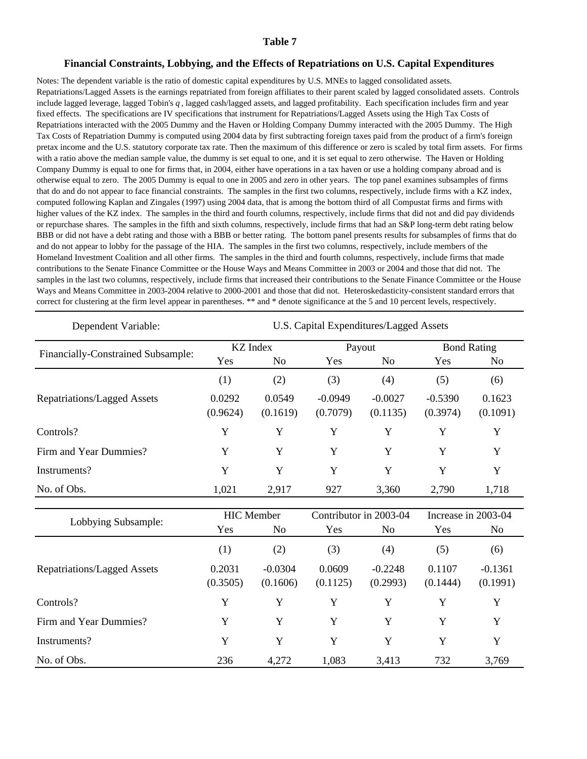**Table 7**

**Financial Constraints, Lobbying, and the Effects of Repatriations on U.S. Capital Expenditures**

Notes: The dependent variable is the ratio of domestic capital expenditures by U.S. MNEs to lagged consolidated assets. Repatriations/Lagged Assets is the earnings repatriated from foreign affiliates to their parent scaled by lagged consolidated assets. Controls include lagged leverage, lagged Tobin's *q* , lagged cash/lagged assets, and lagged profitability. Each specification includes firm and year fixed effects. The specifications are IV specifications that instrument for Repatriations/Lagged Assets using the High Tax Costs of Repatriations interacted with the 2005 Dummy and the Haven or Holding Company Dummy interacted with the 2005 Dummy. The High Tax Costs of Repatriation Dummy is computed using 2004 data by first subtracting foreign taxes paid from the product of a firm's foreign pretax income and the U.S. statutory corporate tax rate. Then the maximum of this difference or zero is scaled by total firm assets. For firms with a ratio above the median sample value, the dummy is set equal to one, and it is set equal to zero otherwise. The Haven or Holding Company Dummy is equal to one for firms that, in 2004, either have operations in a tax haven or use a holding company abroad and is otherwise equal to zero. The 2005 Dummy is equal to one in 2005 and zero in other years. The top panel examines subsamples of firms that do and do not appear to face financial constraints. The samples in the first two columns, respectively, include firms with a KZ index, computed following Kaplan and Zingales (1997) using 2004 data, that is among the bottom third of all Compustat firms and firms with higher values of the KZ index. The samples in the third and fourth columns, respectively, include firms that did not and did pay dividends or repurchase shares. The samples in the fifth and sixth columns, respectively, include firms that had an S&P long-term debt rating below BBB or did not have a debt rating and those with a BBB or better rating. The bottom panel presents results for subsamples of firms that do and do not appear to lobby for the passage of the HIA. The samples in the first two columns, respectively, include members of the Homeland Investment Coalition and all other firms. The samples in the third and fourth columns, respectively, include firms that made contributions to the Senate Finance Committee or the House Ways and Means Committee in 2003 or 2004 and those that did not. The samples in the last two columns, respectively, include firms that increased their contributions to the Senate Finance Committee or the House Ways and Means Committee in 2003-2004 relative to 2000-2001 and those that did not. Heteroskedasticity-consistent standard errors that correct for clustering at the firm level appear in parentheses. ** and * denote significance at the 5 and 10 percent levels, respectively.

| Dependent Variable: | U.S. Capital Expenditures/Lagged Assets | | | | | |
|---|---|---|---|---|---|---|
| Financially-Constrained Subsample: | KZ Index | | Payout | | Bond Rating | |
| | Yes | No | Yes | No | Yes | No |
| | (1) | (2) | (3) | (4) | (5) | (6) |
| Repatriations/Lagged Assets | 0.0292 | 0.0549 | -0.0949 | -0.0027 | -0.5390 | 0.1623 |
| | (0.9624) | (0.1619) | (0.7079) | (0.1135) | (0.3974) | (0.1091) |
| Controls? | Y | Y | Y | Y | Y | Y |
| Firm and Year Dummies? | Y | Y | Y | Y | Y | Y |
| Instruments? | Y | Y | Y | Y | Y | Y |
| No. of Obs. | 1,021 | 2,917 | 927 | 3,360 | 2,790 | 1,718 |

| Lobbying Subsample: | HIC Member | | Contributor in 2003-04 | | Increase in 2003-04 | |
|---|---|---|---|---|---|---|
| | Yes | No | Yes | No | Yes | No |
| | (1) | (2) | (3) | (4) | (5) | (6) |
| Repatriations/Lagged Assets | 0.2031 | -0.0304 | 0.0609 | -0.2248 | 0.1107 | -0.1361 |
| | (0.3505) | (0.1606) | (0.1125) | (0.2993) | (0.1444) | (0.1991) |
| Controls? | Y | Y | Y | Y | Y | Y |
| Firm and Year Dummies? | Y | Y | Y | Y | Y | Y |
| Instruments? | Y | Y | Y | Y | Y | Y |
| No. of Obs. | 236 | 4,272 | 1,083 | 3,413 | 732 | 3,769 |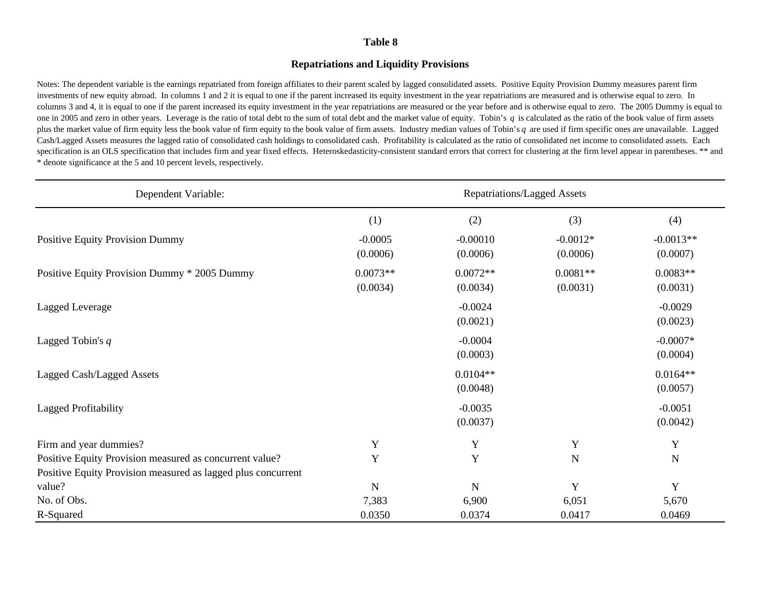# Table 8

## Repatriations and Liquidity Provisions

Notes: The dependent variable is the earnings repatriated from foreign affiliates to their parent scaled by lagged consolidated assets. Positive Equity Provision Dummy measures parent firm investments of new equity abroad. In columns 1 and 2 it is equal to one if the parent increased its equity investment in the year repatriations are measured and is otherwise equal to zero. In columns 3 and 4, it is equal to one if the parent increased its equity investment in the year repatriations are measured or the year before and is otherwise equal to zero. The 2005 Dummy is equal to one in 2005 and zero in other years. Leverage is the ratio of total debt to the sum of total debt and the market value of equity. Tobin's $q$ is calculated as the ratio of the book value of firm assets plus the market value of firm equity less the book value of firm equity to the book value of firm assets. Industry median values of Tobin's $q$ are used if firm specific ones are unavailable. Lagged Cash/Lagged Assets measures the lagged ratio of consolidated cash holdings to consolidated cash. Profitability is calculated as the ratio of consolidated net income to consolidated assets. Each specification is an OLS specification that includes firm and year fixed effects. Heteroskedasticity-consistent standard errors that correct for clustering at the firm level appear in parentheses. ** and * denote significance at the 5 and 10 percent levels, respectively.

| Dependent Variable: | Repatriations/Lagged Assets | | | |
|---|---|---|---|---|
| | (1) | (2) | (3) | (4) |
| Positive Equity Provision Dummy | -0.0005 | -0.00010 | -0.0012* | -0.0013** |
| | (0.0006) | (0.0006) | (0.0006) | (0.0007) |
| Positive Equity Provision Dummy * 2005 Dummy | 0.0073** | 0.0072** | 0.0081** | 0.0083** |
| | (0.0034) | (0.0034) | (0.0031) | (0.0031) |
| Lagged Leverage | | -0.0024 | | -0.0029 |
| | | (0.0021) | | (0.0023) |
| Lagged Tobin's $q$ | | -0.0004 | | -0.0007* |
| | | (0.0003) | | (0.0004) |
| Lagged Cash/Lagged Assets | | 0.0104** | | 0.0164** |
| | | (0.0048) | | (0.0057) |
| Lagged Profitability | | -0.0035 | | -0.0051 |
| | | (0.0037) | | (0.0042) |
| Firm and year dummies? | Y | Y | Y | Y |
| Positive Equity Provision measured as concurrent value? | Y | Y | N | N |
| Positive Equity Provision measured as lagged plus concurrent value? | N | N | Y | Y |
| No. of Obs. | 7,383 | 6,900 | 6,051 | 5,670 |
| R-Squared | 0.0350 | 0.0374 | 0.0417 | 0.0469 |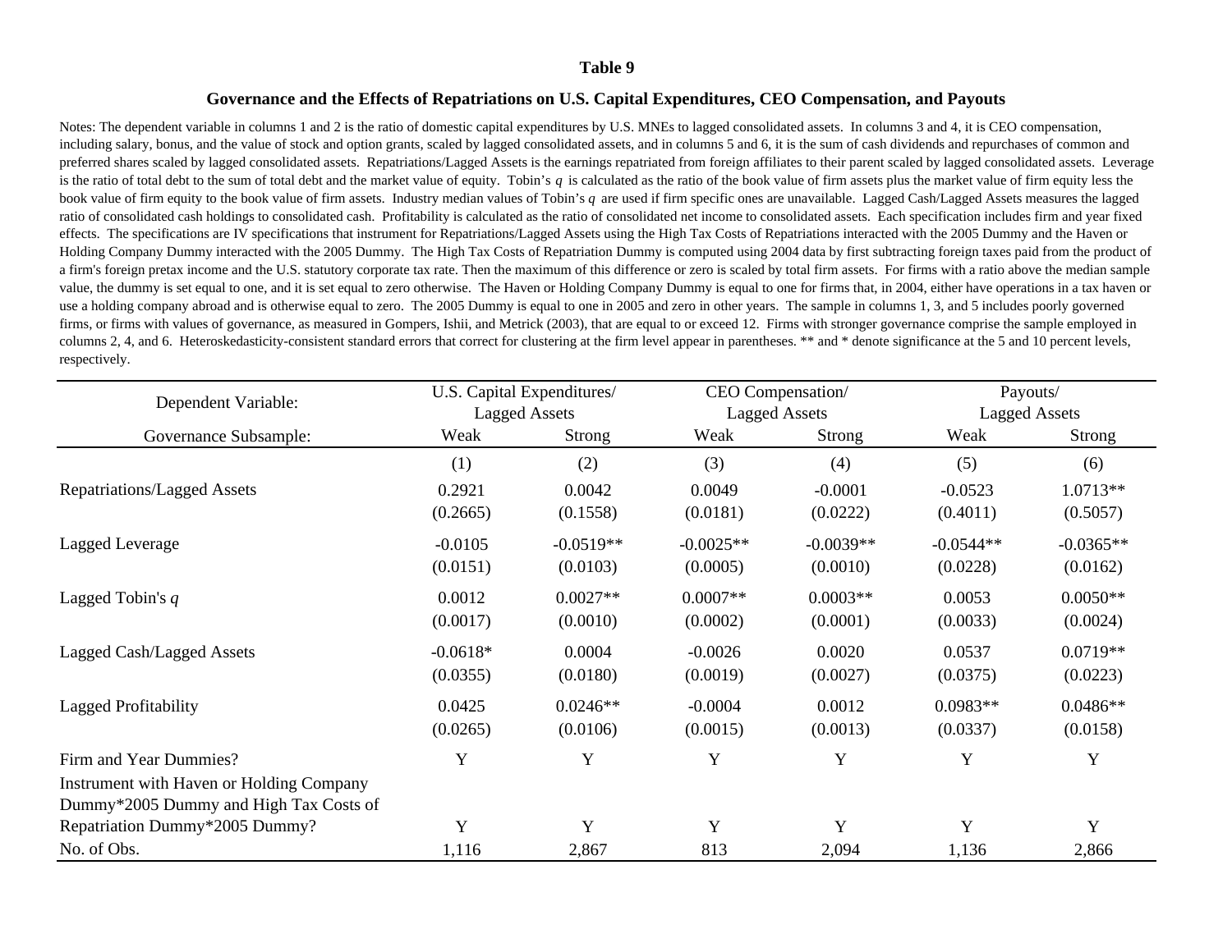**Table 9**

**Governance and the Effects of Repatriations on U.S. Capital Expenditures, CEO Compensation, and Payouts**

Notes: The dependent variable in columns 1 and 2 is the ratio of domestic capital expenditures by U.S. MNEs to lagged consolidated assets. In columns 3 and 4, it is CEO compensation, including salary, bonus, and the value of stock and option grants, scaled by lagged consolidated assets, and in columns 5 and 6, it is the sum of cash dividends and repurchases of common and preferred shares scaled by lagged consolidated assets. Repatriations/Lagged Assets is the earnings repatriated from foreign affiliates to their parent scaled by lagged consolidated assets. Leverage is the ratio of total debt to the sum of total debt and the market value of equity. Tobin's *q* is calculated as the ratio of the book value of firm assets plus the market value of firm equity less the book value of firm equity to the book value of firm assets. Industry median values of Tobin's *q* are used if firm specific ones are unavailable. Lagged Cash/Lagged Assets measures the lagged ratio of consolidated cash holdings to consolidated cash. Profitability is calculated as the ratio of consolidated net income to consolidated assets. Each specification includes firm and year fixed effects. The specifications are IV specifications that instrument for Repatriations/Lagged Assets using the High Tax Costs of Repatriations interacted with the 2005 Dummy and the Haven or Holding Company Dummy interacted with the 2005 Dummy. The High Tax Costs of Repatriation Dummy is computed using 2004 data by first subtracting foreign taxes paid from the product of a firm's foreign pretax income and the U.S. statutory corporate tax rate. Then the maximum of this difference or zero is scaled by total firm assets. For firms with a ratio above the median sample value, the dummy is set equal to one, and it is set equal to zero otherwise. The Haven or Holding Company Dummy is equal to one for firms that, in 2004, either have operations in a tax haven or use a holding company abroad and is otherwise equal to zero. The 2005 Dummy is equal to one in 2005 and zero in other years. The sample in columns 1, 3, and 5 includes poorly governed firms, or firms with values of governance, as measured in Gompers, Ishii, and Metrick (2003), that are equal to or exceed 12. Firms with stronger governance comprise the sample employed in columns 2, 4, and 6. Heteroskedasticity-consistent standard errors that correct for clustering at the firm level appear in parentheses. ** and * denote significance at the 5 and 10 percent levels, respectively.

| Dependent Variable: | U.S. Capital Expenditures/ Lagged Assets | | CEO Compensation/ Lagged Assets | | Payouts/ Lagged Assets | |
|---|---|---|---|---|---|---|
| Governance Subsample: | Weak | Strong | Weak | Strong | Weak | Strong |
| | (1) | (2) | (3) | (4) | (5) | (6) |
| Repatriations/Lagged Assets | 0.2921 | 0.0042 | 0.0049 | -0.0001 | -0.0523 | 1.0713** |
| | (0.2665) | (0.1558) | (0.0181) | (0.0222) | (0.4011) | (0.5057) |
| Lagged Leverage | -0.0105 | -0.0519** | -0.0025** | -0.0039** | -0.0544** | -0.0365** |
| | (0.0151) | (0.0103) | (0.0005) | (0.0010) | (0.0228) | (0.0162) |
| Lagged Tobin's *q* | 0.0012 | 0.0027** | 0.0007** | 0.0003** | 0.0053 | 0.0050** |
| | (0.0017) | (0.0010) | (0.0002) | (0.0001) | (0.0033) | (0.0024) |
| Lagged Cash/Lagged Assets | -0.0618* | 0.0004 | -0.0026 | 0.0020 | 0.0537 | 0.0719** |
| | (0.0355) | (0.0180) | (0.0019) | (0.0027) | (0.0375) | (0.0223) |
| Lagged Profitability | 0.0425 | 0.0246** | -0.0004 | 0.0012 | 0.0983** | 0.0486** |
| | (0.0265) | (0.0106) | (0.0015) | (0.0013) | (0.0337) | (0.0158) |
| Firm and Year Dummies? | Y | Y | Y | Y | Y | Y |
| Instrument with Haven or Holding Company Dummy*2005 Dummy and High Tax Costs of Repatriation Dummy*2005 Dummy? | Y | Y | Y | Y | Y | Y |
| No. of Obs. | 1,116 | 2,867 | 813 | 2,094 | 1,136 | 2,866 |